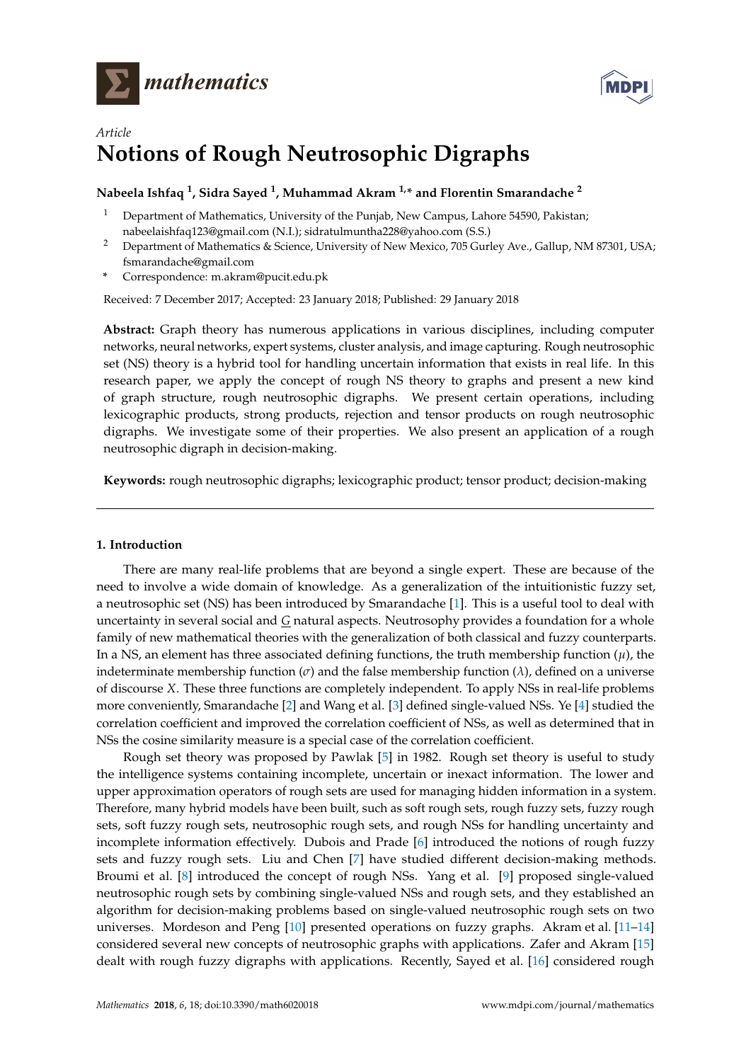*Article*

# Notions of Rough Neutrosophic Digraphs

**Nabeela Ishfaq [1], Sidra Sayed [1], Muhammad Akram [1,*] and Florentin Smarandache [2]**

[1] Department of Mathematics, University of the Punjab, New Campus, Lahore 54590, Pakistan; nabeelaishfaq123@gmail.com (N.I.); sidratulmuntha228@yahoo.com (S.S.)

[2] Department of Mathematics & Science, University of New Mexico, 705 Gurley Ave., Gallup, NM 87301, USA; fsmarandache@gmail.com

\* Correspondence: m.akram@pucit.edu.pk

Received: 7 December 2017; Accepted: 23 January 2018; Published: 29 January 2018

**Abstract:** Graph theory has numerous applications in various disciplines, including computer networks, neural networks, expert systems, cluster analysis, and image capturing. Rough neutrosophic set (NS) theory is a hybrid tool for handling uncertain information that exists in real life. In this research paper, we apply the concept of rough NS theory to graphs and present a new kind of graph structure, rough neutrosophic digraphs. We present certain operations, including lexicographic products, strong products, rejection and tensor products on rough neutrosophic digraphs. We investigate some of their properties. We also present an application of a rough neutrosophic digraph in decision-making.

**Keywords:** rough neutrosophic digraphs; lexicographic product; tensor product; decision-making

## 1. Introduction

There are many real-life problems that are beyond a single expert. These are because of the need to involve a wide domain of knowledge. As a generalization of the intuitionistic fuzzy set, a neutrosophic set (NS) has been introduced by Smarandache [1]. This is a useful tool to deal with uncertainty in several social and $\underline{G}$ natural aspects. Neutrosophy provides a foundation for a whole family of new mathematical theories with the generalization of both classical and fuzzy counterparts. In a NS, an element has three associated defining functions, the truth membership function ($\mu$), the indeterminate membership function ($\sigma$) and the false membership function ($\lambda$), defined on a universe of discourse $X$. These three functions are completely independent. To apply NSs in real-life problems more conveniently, Smarandache [2] and Wang et al. [3] defined single-valued NSs. Ye [4] studied the correlation coefficient and improved the correlation coefficient of NSs, as well as determined that in NSs the cosine similarity measure is a special case of the correlation coefficient.

Rough set theory was proposed by Pawlak [5] in 1982. Rough set theory is useful to study the intelligence systems containing incomplete, uncertain or inexact information. The lower and upper approximation operators of rough sets are used for managing hidden information in a system. Therefore, many hybrid models have been built, such as soft rough sets, rough fuzzy sets, fuzzy rough sets, soft fuzzy rough sets, neutrosophic rough sets, and rough NSs for handling uncertainty and incomplete information effectively. Dubois and Prade [6] introduced the notions of rough fuzzy sets and fuzzy rough sets. Liu and Chen [7] have studied different decision-making methods. Broumi et al. [8] introduced the concept of rough NSs. Yang et al. [9] proposed single-valued neutrosophic rough sets by combining single-valued NSs and rough sets, and they established an algorithm for decision-making problems based on single-valued neutrosophic rough sets on two universes. Mordeson and Peng [10] presented operations on fuzzy graphs. Akram et al. [11–14] considered several new concepts of neutrosophic graphs with applications. Zafer and Akram [15] dealt with rough fuzzy digraphs with applications. Recently, Sayed et al. [16] considered rough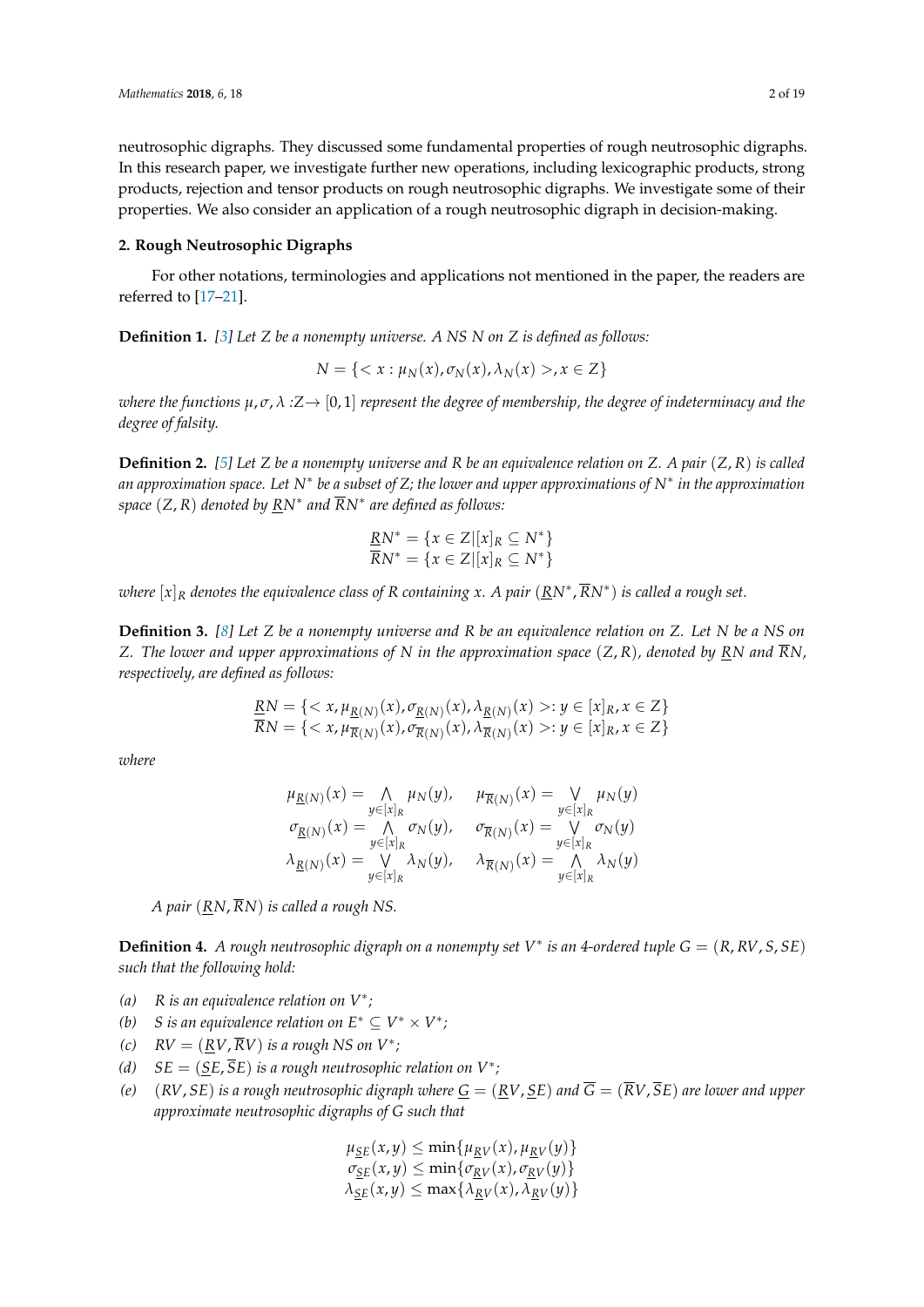neutrosophic digraphs. They discussed some fundamental properties of rough neutrosophic digraphs. In this research paper, we investigate further new operations, including lexicographic products, strong products, rejection and tensor products on rough neutrosophic digraphs. We investigate some of their properties. We also consider an application of a rough neutrosophic digraph in decision-making.

## 2. Rough Neutrosophic Digraphs

For other notations, terminologies and applications not mentioned in the paper, the readers are referred to [17–21].

**Definition 1.** *[3] Let Z be a nonempty universe. A NS N on Z is defined as follows:*

$$N = \{< x : \mu_N(x), \sigma_N(x), \lambda_N(x) >, x \in Z\}$$

*where the functions* $\mu, \sigma, \lambda : Z \rightarrow [0,1]$ *represent the degree of membership, the degree of indeterminacy and the degree of falsity.*

**Definition 2.** *[5] Let Z be a nonempty universe and R be an equivalence relation on Z. A pair* $(Z, R)$ *is called an approximation space. Let* $N^*$ *be a subset of Z; the lower and upper approximations of* $N^*$ *in the approximation space* $(Z, R)$ *denoted by* $\underline{R}N^*$ *and* $\overline{R}N^*$ *are defined as follows:*

$$\underline{R}N^* = \{x \in Z | [x]_R \subseteq N^*\}$$
$$\overline{R}N^* = \{x \in Z | [x]_R \subseteq N^*\}$$

*where* $[x]_R$ *denotes the equivalence class of R containing x. A pair* $(\underline{R}N^*, \overline{R}N^*)$ *is called a rough set.*

**Definition 3.** *[8] Let Z be a nonempty universe and R be an equivalence relation on Z. Let N be a NS on Z. The lower and upper approximations of N in the approximation space* $(Z, R)$*, denoted by* $\underline{R}N$ *and* $\overline{R}N$*, respectively, are defined as follows:*

$$\underline{R}N = \{< x, \mu_{\underline{R}(N)}(x), \sigma_{\underline{R}(N)}(x), \lambda_{\underline{R}(N)}(x) >: y \in [x]_R, x \in Z\}$$
$$\overline{R}N = \{< x, \mu_{\overline{R}(N)}(x), \sigma_{\overline{R}(N)}(x), \lambda_{\overline{R}(N)}(x) >: y \in [x]_R, x \in Z\}$$

*where*

$$\mu_{\underline{R}(N)}(x) = \bigwedge_{y \in [x]_R} \mu_N(y), \quad \mu_{\overline{R}(N)}(x) = \bigvee_{y \in [x]_R} \mu_N(y)$$
$$\sigma_{\underline{R}(N)}(x) = \bigwedge_{y \in [x]_R} \sigma_N(y), \quad \sigma_{\overline{R}(N)}(x) = \bigvee_{y \in [x]_R} \sigma_N(y)$$
$$\lambda_{\underline{R}(N)}(x) = \bigvee_{y \in [x]_R} \lambda_N(y), \quad \lambda_{\overline{R}(N)}(x) = \bigwedge_{y \in [x]_R} \lambda_N(y)$$

*A pair* $(\underline{R}N, \overline{R}N)$ *is called a rough NS.*

**Definition 4.** *A rough neutrosophic digraph on a nonempty set* $V^*$ *is an 4-ordered tuple* $G = (R, RV, S, SE)$ *such that the following hold:*

*(a)* *R is an equivalence relation on* $V^*$*;*
*(b)* *S is an equivalence relation on* $E^* \subseteq V^* \times V^*$*;*
*(c)* $RV = (\underline{R}V, \overline{R}V)$ *is a rough NS on* $V^*$*;*
*(d)* $SE = (\underline{S}E, \overline{S}E)$ *is a rough neutrosophic relation on* $V^*$*;*
*(e)* $(RV, SE)$ *is a rough neutrosophic digraph where* $\underline{G} = (\underline{R}V, \underline{S}E)$ *and* $\overline{G} = (\overline{R}V, \overline{S}E)$ *are lower and upper approximate neutrosophic digraphs of G such that*

$$\mu_{\underline{S}E}(x, y) \leq \min\{\mu_{\underline{R}V}(x), \mu_{\underline{R}V}(y)\}$$
$$\sigma_{\underline{S}E}(x, y) \leq \min\{\sigma_{\underline{R}V}(x), \sigma_{\underline{R}V}(y)\}$$
$$\lambda_{\underline{S}E}(x, y) \leq \max\{\lambda_{\underline{R}V}(x), \lambda_{\underline{R}V}(y)\}$$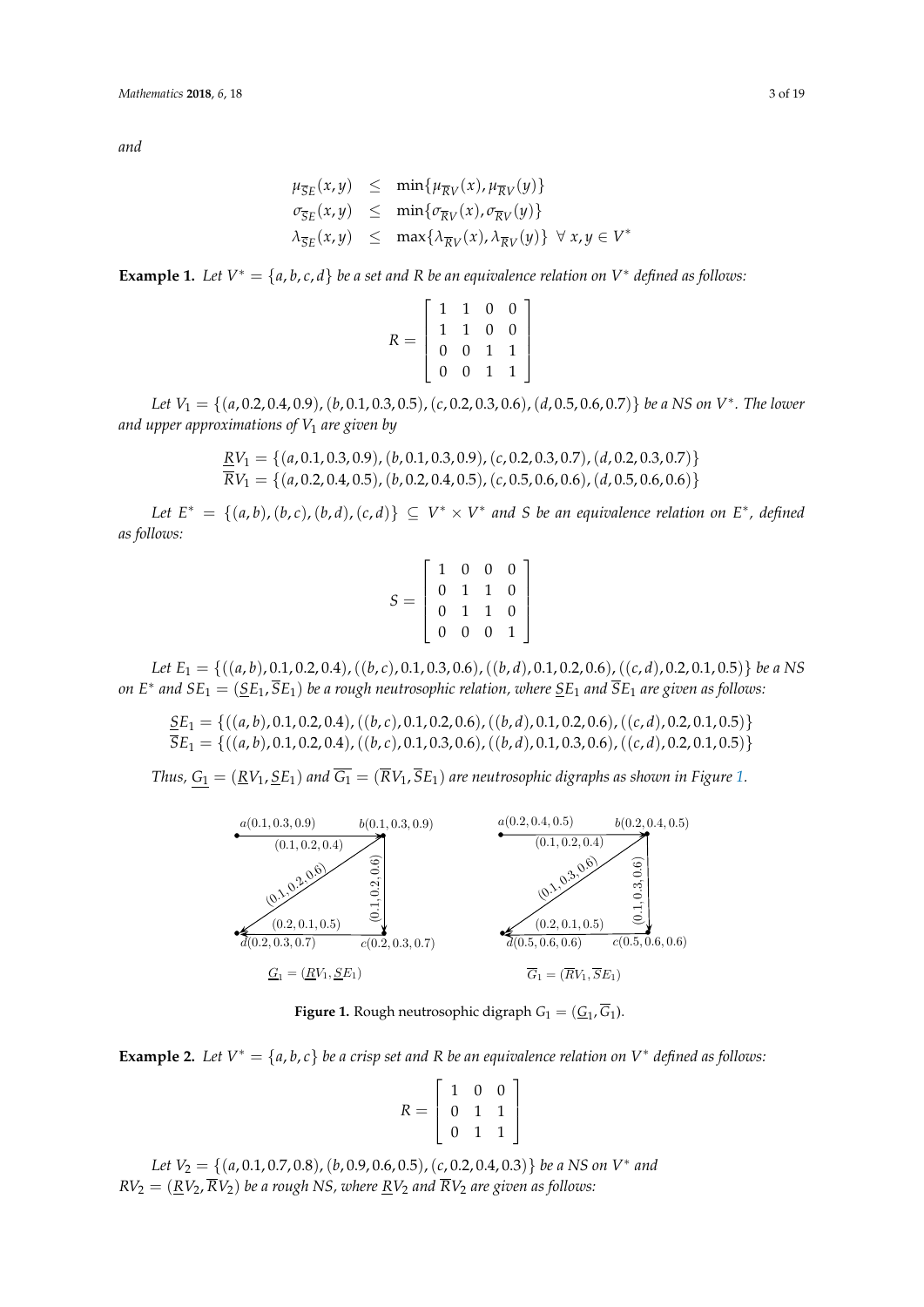*and*

$$
\begin{aligned}
\mu_{\overline{S}E}(x,y) &\leq \min\{\mu_{\overline{R}V}(x), \mu_{\overline{R}V}(y)\} \\
\sigma_{\overline{S}E}(x,y) &\leq \min\{\sigma_{\overline{R}V}(x), \sigma_{\overline{R}V}(y)\} \\
\lambda_{\overline{S}E}(x,y) &\leq \max\{\lambda_{\overline{R}V}(x), \lambda_{\overline{R}V}(y)\} \;\; \forall\, x,y \in V^*
\end{aligned}
$$

**Example 1.** *Let $V^* = \{a,b,c,d\}$ be a set and $R$ be an equivalence relation on $V^*$ defined as follows:*

$$
R = \begin{bmatrix} 1 & 1 & 0 & 0 \\ 1 & 1 & 0 & 0 \\ 0 & 0 & 1 & 1 \\ 0 & 0 & 1 & 1 \end{bmatrix}
$$

*Let $V_1 = \{(a,0.2,0.4,0.9),(b,0.1,0.3,0.5),(c,0.2,0.3,0.6),(d,0.5,0.6,0.7)\}$ be a NS on $V^*$. The lower and upper approximations of $V_1$ are given by*

$$
\begin{aligned}
\underline{R}V_1 &= \{(a,0.1,0.3,0.9),(b,0.1,0.3,0.9),(c,0.2,0.3,0.7),(d,0.2,0.3,0.7)\} \\
\overline{R}V_1 &= \{(a,0.2,0.4,0.5),(b,0.2,0.4,0.5),(c,0.5,0.6,0.6),(d,0.5,0.6,0.6)\}
\end{aligned}
$$

*Let $E^* = \{(a,b),(b,c),(b,d),(c,d)\} \subseteq V^* \times V^*$ and $S$ be an equivalence relation on $E^*$, defined as follows:*

$$
S = \begin{bmatrix} 1 & 0 & 0 & 0 \\ 0 & 1 & 1 & 0 \\ 0 & 1 & 1 & 0 \\ 0 & 0 & 0 & 1 \end{bmatrix}
$$

*Let $E_1 = \{((a,b),0.1,0.2,0.4),((b,c),0.1,0.3,0.6),((b,d),0.1,0.2,0.6),((c,d),0.2,0.1,0.5)\}$ be a NS on $E^*$ and $SE_1 = (\underline{S}E_1, \overline{S}E_1)$ be a rough neutrosophic relation, where $\underline{S}E_1$ and $\overline{S}E_1$ are given as follows:*

$$
\begin{aligned}
\underline{S}E_1 &= \{((a,b),0.1,0.2,0.4),((b,c),0.1,0.2,0.6),((b,d),0.1,0.2,0.6),((c,d),0.2,0.1,0.5)\} \\
\overline{S}E_1 &= \{((a,b),0.1,0.2,0.4),((b,c),0.1,0.3,0.6),((b,d),0.1,0.3,0.6),((c,d),0.2,0.1,0.5)\}
\end{aligned}
$$

*Thus, $\underline{G_1} = (\underline{R}V_1, \underline{S}E_1)$ and $\overline{G_1} = (\overline{R}V_1, \overline{S}E_1)$ are neutrosophic digraphs as shown in Figure 1.*

**Figure 1.** Rough neutrosophic digraph $G_1 = (\underline{G}_1, \overline{G}_1)$.

**Example 2.** *Let $V^* = \{a,b,c\}$ be a crisp set and $R$ be an equivalence relation on $V^*$ defined as follows:*

$$
R = \begin{bmatrix} 1 & 0 & 0 \\ 0 & 1 & 1 \\ 0 & 1 & 1 \end{bmatrix}
$$

*Let $V_2 = \{(a,0.1,0.7,0.8),(b,0.9,0.6,0.5),(c,0.2,0.4,0.3)\}$ be a NS on $V^*$ and $RV_2 = (\underline{R}V_2, \overline{R}V_2)$ be a rough NS, where $\underline{R}V_2$ and $\overline{R}V_2$ are given as follows:*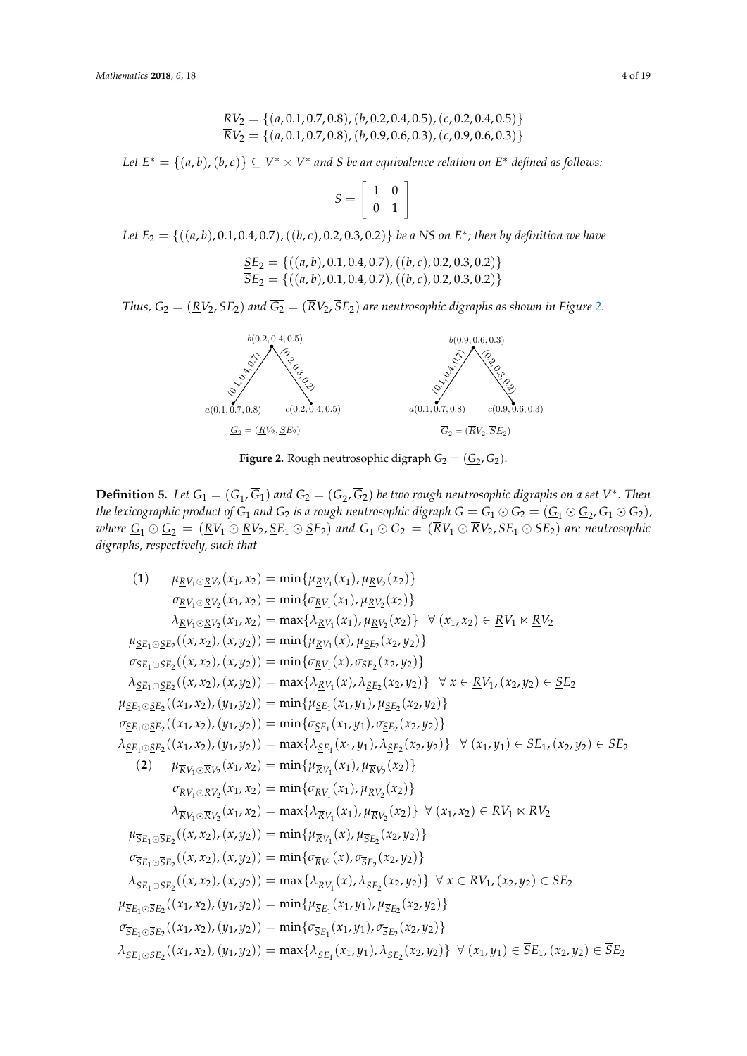$$\underline{R}V_2 = \{(a, 0.1, 0.7, 0.8), (b, 0.2, 0.4, 0.5), (c, 0.2, 0.4, 0.5)\}$$
$$\overline{R}V_2 = \{(a, 0.1, 0.7, 0.8), (b, 0.9, 0.6, 0.3), (c, 0.9, 0.6, 0.3)\}$$

*Let* $E^* = \{(a,b), (b,c)\} \subseteq V^* \times V^*$ *and* $S$ *be an equivalence relation on* $E^*$ *defined as follows:*

$$S = \begin{bmatrix} 1 & 0 \\ 0 & 1 \end{bmatrix}$$

*Let* $E_2 = \{((a,b), 0.1, 0.4, 0.7), ((b,c), 0.2, 0.3, 0.2)\}$ *be a NS on* $E^*$*; then by definition we have*

$$\underline{S}E_2 = \{((a,b), 0.1, 0.4, 0.7), ((b,c), 0.2, 0.3, 0.2)\}$$
$$\overline{S}E_2 = \{((a,b), 0.1, 0.4, 0.7), ((b,c), 0.2, 0.3, 0.2)\}$$

*Thus,* $\underline{G_2} = (\underline{R}V_2, \underline{S}E_2)$ *and* $\overline{G_2} = (\overline{R}V_2, \overline{S}E_2)$ *are neutrosophic digraphs as shown in Figure 2.*

**Figure 2.** Rough neutrosophic digraph $G_2 = (\underline{G_2}, \overline{G_2})$.

**Definition 5.** *Let* $G_1 = (\underline{G_1}, \overline{G_1})$ *and* $G_2 = (\underline{G_2}, \overline{G_2})$ *be two rough neutrosophic digraphs on a set* $V^*$*. Then the lexicographic product of* $G_1$ *and* $G_2$ *is a rough neutrosophic digraph* $G = G_1 \odot G_2 = (\underline{G_1} \odot \underline{G_2}, \overline{G_1} \odot \overline{G_2})$*, where* $\underline{G_1} \odot \underline{G_2} = (\underline{R}V_1 \odot \underline{R}V_2, \underline{S}E_1 \odot \underline{S}E_2)$ *and* $\overline{G_1} \odot \overline{G_2} = (\overline{R}V_1 \odot \overline{R}V_2, \overline{S}E_1 \odot \overline{S}E_2)$ *are neutrosophic digraphs, respectively, such that*

$$\begin{aligned}
(\mathbf{1}) \quad & \mu_{\underline{R}V_1 \odot \underline{R}V_2}(x_1, x_2) = \min\{\mu_{\underline{R}V_1}(x_1), \mu_{\underline{R}V_2}(x_2)\} \\
& \sigma_{\underline{R}V_1 \odot \underline{R}V_2}(x_1, x_2) = \min\{\sigma_{\underline{R}V_1}(x_1), \mu_{\underline{R}V_2}(x_2)\} \\
& \lambda_{\underline{R}V_1 \odot \underline{R}V_2}(x_1, x_2) = \max\{\lambda_{\underline{R}V_1}(x_1), \mu_{\underline{R}V_2}(x_2)\} \quad \forall\, (x_1, x_2) \in \underline{R}V_1 \ltimes \underline{R}V_2 \\
& \mu_{\underline{S}E_1 \odot \underline{S}E_2}((x, x_2), (x, y_2)) = \min\{\mu_{\underline{R}V_1}(x), \mu_{\underline{S}E_2}(x_2, y_2)\} \\
& \sigma_{\underline{S}E_1 \odot \underline{S}E_2}((x, x_2), (x, y_2)) = \min\{\sigma_{\underline{R}V_1}(x), \sigma_{\underline{S}E_2}(x_2, y_2)\} \\
& \lambda_{\underline{S}E_1 \odot \underline{S}E_2}((x, x_2), (x, y_2)) = \max\{\lambda_{\underline{R}V_1}(x), \lambda_{\underline{S}E_2}(x_2, y_2)\} \quad \forall\, x \in \underline{R}V_1, (x_2, y_2) \in \underline{S}E_2 \\
& \mu_{\underline{S}E_1 \odot \underline{S}E_2}((x_1, x_2), (y_1, y_2)) = \min\{\mu_{\underline{S}E_1}(x_1, y_1), \mu_{\underline{S}E_2}(x_2, y_2)\} \\
& \sigma_{\underline{S}E_1 \odot \underline{S}E_2}((x_1, x_2), (y_1, y_2)) = \min\{\sigma_{\underline{S}E_1}(x_1, y_1), \sigma_{\underline{S}E_2}(x_2, y_2)\} \\
& \lambda_{\underline{S}E_1 \odot \underline{S}E_2}((x_1, x_2), (y_1, y_2)) = \max\{\lambda_{\underline{S}E_1}(x_1, y_1), \lambda_{\underline{S}E_2}(x_2, y_2)\} \quad \forall\, (x_1, y_1) \in \underline{S}E_1, (x_2, y_2) \in \underline{S}E_2 \\
(\mathbf{2}) \quad & \mu_{\overline{R}V_1 \odot \overline{R}V_2}(x_1, x_2) = \min\{\mu_{\overline{R}V_1}(x_1), \mu_{\overline{R}V_2}(x_2)\} \\
& \sigma_{\overline{R}V_1 \odot \overline{R}V_2}(x_1, x_2) = \min\{\sigma_{\overline{R}V_1}(x_1), \mu_{\overline{R}V_2}(x_2)\} \\
& \lambda_{\overline{R}V_1 \odot \overline{R}V_2}(x_1, x_2) = \max\{\lambda_{\overline{R}V_1}(x_1), \mu_{\overline{R}V_2}(x_2)\} \quad \forall\, (x_1, x_2) \in \overline{R}V_1 \ltimes \overline{R}V_2 \\
& \mu_{\overline{S}E_1 \odot \overline{S}E_2}((x, x_2), (x, y_2)) = \min\{\mu_{\overline{R}V_1}(x), \mu_{\overline{S}E_2}(x_2, y_2)\} \\
& \sigma_{\overline{S}E_1 \odot \overline{S}E_2}((x, x_2), (x, y_2)) = \min\{\sigma_{\overline{R}V_1}(x), \sigma_{\overline{S}E_2}(x_2, y_2)\} \\
& \lambda_{\overline{S}E_1 \odot \overline{S}E_2}((x, x_2), (x, y_2)) = \max\{\lambda_{\overline{R}V_1}(x), \lambda_{\overline{S}E_2}(x_2, y_2)\} \quad \forall\, x \in \overline{R}V_1, (x_2, y_2) \in \overline{S}E_2 \\
& \mu_{\overline{S}E_1 \odot \overline{S}E_2}((x_1, x_2), (y_1, y_2)) = \min\{\mu_{\overline{S}E_1}(x_1, y_1), \mu_{\overline{S}E_2}(x_2, y_2)\} \\
& \sigma_{\overline{S}E_1 \odot \overline{S}E_2}((x_1, x_2), (y_1, y_2)) = \min\{\sigma_{\overline{S}E_1}(x_1, y_1), \sigma_{\overline{S}E_2}(x_2, y_2)\} \\
& \lambda_{\overline{S}E_1 \odot \overline{S}E_2}((x_1, x_2), (y_1, y_2)) = \max\{\lambda_{\overline{S}E_1}(x_1, y_1), \lambda_{\overline{S}E_2}(x_2, y_2)\} \quad \forall\, (x_1, y_1) \in \overline{S}E_1, (x_2, y_2) \in \overline{S}E_2
\end{aligned}$$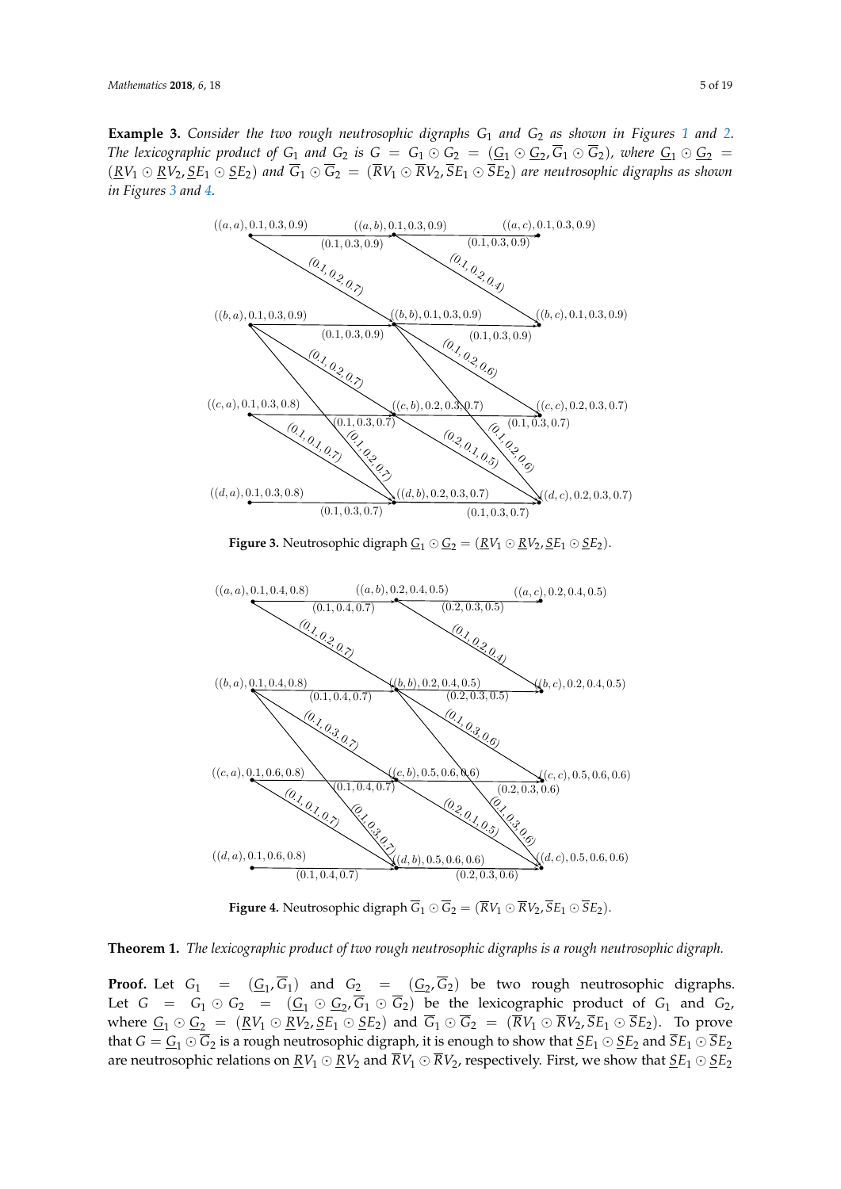**Example 3.** *Consider the two rough neutrosophic digraphs $G_1$ and $G_2$ as shown in Figures 1 and 2. The lexicographic product of $G_1$ and $G_2$ is $G = G_1 \odot G_2 = (\underline{G}_1 \odot \underline{G}_2, \overline{G}_1 \odot \overline{G}_2)$, where $\underline{G}_1 \odot \underline{G}_2 = (\underline{R}V_1 \odot \underline{R}V_2, \underline{S}E_1 \odot \underline{S}E_2)$ and $\overline{G}_1 \odot \overline{G}_2 = (\overline{R}V_1 \odot \overline{R}V_2, \overline{S}E_1 \odot \overline{S}E_2)$ are neutrosophic digraphs as shown in Figures 3 and 4.*

**Figure 3.** Neutrosophic digraph $\underline{G}_1 \odot \underline{G}_2 = (\underline{R}V_1 \odot \underline{R}V_2, \underline{S}E_1 \odot \underline{S}E_2)$.

**Figure 4.** Neutrosophic digraph $\overline{G}_1 \odot \overline{G}_2 = (\overline{R}V_1 \odot \overline{R}V_2, \overline{S}E_1 \odot \overline{S}E_2)$.

**Theorem 1.** *The lexicographic product of two rough neutrosophic digraphs is a rough neutrosophic digraph.*

**Proof.** Let $G_1 = (\underline{G}_1, \overline{G}_1)$ and $G_2 = (\underline{G}_2, \overline{G}_2)$ be two rough neutrosophic digraphs. Let $G = G_1 \odot G_2 = (\underline{G}_1 \odot \underline{G}_2, \overline{G}_1 \odot \overline{G}_2)$ be the lexicographic product of $G_1$ and $G_2$, where $\underline{G}_1 \odot \underline{G}_2 = (\underline{R}V_1 \odot \underline{R}V_2, \underline{S}E_1 \odot \underline{S}E_2)$ and $\overline{G}_1 \odot \overline{G}_2 = (\overline{R}V_1 \odot \overline{R}V_2, \overline{S}E_1 \odot \overline{S}E_2)$. To prove that $G = \underline{G}_1 \odot \overline{G}_2$ is a rough neutrosophic digraph, it is enough to show that $\underline{S}E_1 \odot \underline{S}E_2$ and $\overline{S}E_1 \odot \overline{S}E_2$ are neutrosophic relations on $\underline{R}V_1 \odot \underline{R}V_2$ and $\overline{R}V_1 \odot \overline{R}V_2$, respectively. First, we show that $\underline{S}E_1 \odot \underline{S}E_2$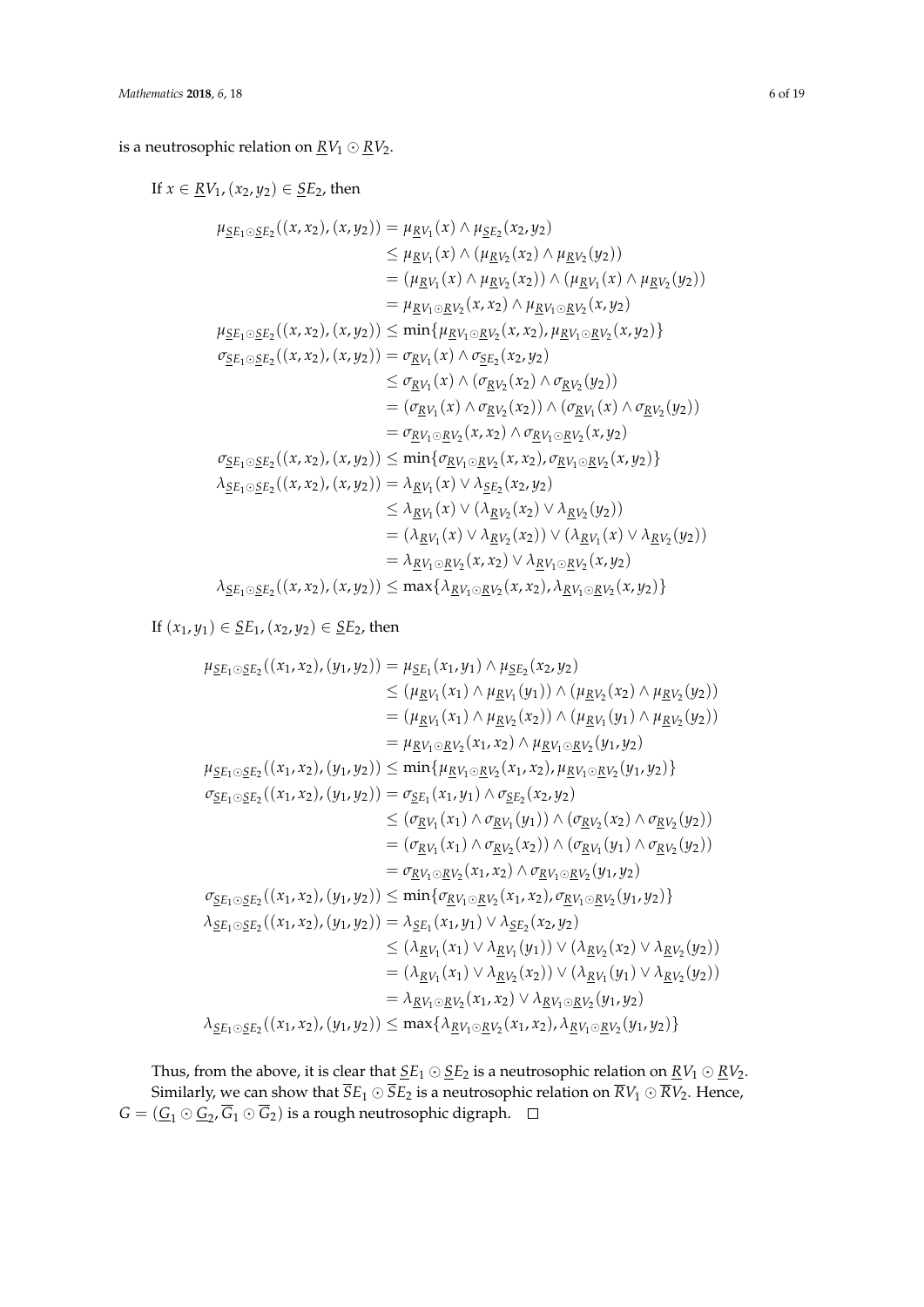is a neutrosophic relation on $\underline{R}V_1 \odot \underline{R}V_2$.

If $x \in \underline{R}V_1, (x_2, y_2) \in \underline{S}E_2$, then

$$
\begin{aligned}
\mu_{\underline{S}E_1 \odot \underline{S}E_2}((x, x_2), (x, y_2)) &= \mu_{\underline{R}V_1}(x) \wedge \mu_{\underline{S}E_2}(x_2, y_2) \\
&\leq \mu_{\underline{R}V_1}(x) \wedge (\mu_{\underline{R}V_2}(x_2) \wedge \mu_{\underline{R}V_2}(y_2)) \\
&= (\mu_{\underline{R}V_1}(x) \wedge \mu_{\underline{R}V_2}(x_2)) \wedge (\mu_{\underline{R}V_1}(x) \wedge \mu_{\underline{R}V_2}(y_2)) \\
&= \mu_{\underline{R}V_1 \odot \underline{R}V_2}(x, x_2) \wedge \mu_{\underline{R}V_1 \odot \underline{R}V_2}(x, y_2) \\
\mu_{\underline{S}E_1 \odot \underline{S}E_2}((x, x_2), (x, y_2)) &\leq \min\{\mu_{\underline{R}V_1 \odot \underline{R}V_2}(x, x_2), \mu_{\underline{R}V_1 \odot \underline{R}V_2}(x, y_2)\} \\
\sigma_{\underline{S}E_1 \odot \underline{S}E_2}((x, x_2), (x, y_2)) &= \sigma_{\underline{R}V_1}(x) \wedge \sigma_{\underline{S}E_2}(x_2, y_2) \\
&\leq \sigma_{\underline{R}V_1}(x) \wedge (\sigma_{\underline{R}V_2}(x_2) \wedge \sigma_{\underline{R}V_2}(y_2)) \\
&= (\sigma_{\underline{R}V_1}(x) \wedge \sigma_{\underline{R}V_2}(x_2)) \wedge (\sigma_{\underline{R}V_1}(x) \wedge \sigma_{\underline{R}V_2}(y_2)) \\
&= \sigma_{\underline{R}V_1 \odot \underline{R}V_2}(x, x_2) \wedge \sigma_{\underline{R}V_1 \odot \underline{R}V_2}(x, y_2) \\
\sigma_{\underline{S}E_1 \odot \underline{S}E_2}((x, x_2), (x, y_2)) &\leq \min\{\sigma_{\underline{R}V_1 \odot \underline{R}V_2}(x, x_2), \sigma_{\underline{R}V_1 \odot \underline{R}V_2}(x, y_2)\} \\
\lambda_{\underline{S}E_1 \odot \underline{S}E_2}((x, x_2), (x, y_2)) &= \lambda_{\underline{R}V_1}(x) \vee \lambda_{\underline{S}E_2}(x_2, y_2) \\
&\leq \lambda_{\underline{R}V_1}(x) \vee (\lambda_{\underline{R}V_2}(x_2) \vee \lambda_{\underline{R}V_2}(y_2)) \\
&= (\lambda_{\underline{R}V_1}(x) \vee \lambda_{\underline{R}V_2}(x_2)) \vee (\lambda_{\underline{R}V_1}(x) \vee \lambda_{\underline{R}V_2}(y_2)) \\
&= \lambda_{\underline{R}V_1 \odot \underline{R}V_2}(x, x_2) \vee \lambda_{\underline{R}V_1 \odot \underline{R}V_2}(x, y_2) \\
\lambda_{\underline{S}E_1 \odot \underline{S}E_2}((x, x_2), (x, y_2)) &\leq \max\{\lambda_{\underline{R}V_1 \odot \underline{R}V_2}(x, x_2), \lambda_{\underline{R}V_1 \odot \underline{R}V_2}(x, y_2)\}
\end{aligned}
$$

If $(x_1, y_1) \in \underline{S}E_1, (x_2, y_2) \in \underline{S}E_2$, then

$$
\begin{aligned}
\mu_{\underline{S}E_1 \odot \underline{S}E_2}((x_1, x_2), (y_1, y_2)) &= \mu_{\underline{S}E_1}(x_1, y_1) \wedge \mu_{\underline{S}E_2}(x_2, y_2) \\
&\leq (\mu_{\underline{R}V_1}(x_1) \wedge \mu_{\underline{R}V_1}(y_1)) \wedge (\mu_{\underline{R}V_2}(x_2) \wedge \mu_{\underline{R}V_2}(y_2)) \\
&= (\mu_{\underline{R}V_1}(x_1) \wedge \mu_{\underline{R}V_2}(x_2)) \wedge (\mu_{\underline{R}V_1}(y_1) \wedge \mu_{\underline{R}V_2}(y_2)) \\
&= \mu_{\underline{R}V_1 \odot \underline{R}V_2}(x_1, x_2) \wedge \mu_{\underline{R}V_1 \odot \underline{R}V_2}(y_1, y_2) \\
\mu_{\underline{S}E_1 \odot \underline{S}E_2}((x_1, x_2), (y_1, y_2)) &\leq \min\{\mu_{\underline{R}V_1 \odot \underline{R}V_2}(x_1, x_2), \mu_{\underline{R}V_1 \odot \underline{R}V_2}(y_1, y_2)\} \\
\sigma_{\underline{S}E_1 \odot \underline{S}E_2}((x_1, x_2), (y_1, y_2)) &= \sigma_{\underline{S}E_1}(x_1, y_1) \wedge \sigma_{\underline{S}E_2}(x_2, y_2) \\
&\leq (\sigma_{\underline{R}V_1}(x_1) \wedge \sigma_{\underline{R}V_1}(y_1)) \wedge (\sigma_{\underline{R}V_2}(x_2) \wedge \sigma_{\underline{R}V_2}(y_2)) \\
&= (\sigma_{\underline{R}V_1}(x_1) \wedge \sigma_{\underline{R}V_2}(x_2)) \wedge (\sigma_{\underline{R}V_1}(y_1) \wedge \sigma_{\underline{R}V_2}(y_2)) \\
&= \sigma_{\underline{R}V_1 \odot \underline{R}V_2}(x_1, x_2) \wedge \sigma_{\underline{R}V_1 \odot \underline{R}V_2}(y_1, y_2) \\
\sigma_{\underline{S}E_1 \odot \underline{S}E_2}((x_1, x_2), (y_1, y_2)) &\leq \min\{\sigma_{\underline{R}V_1 \odot \underline{R}V_2}(x_1, x_2), \sigma_{\underline{R}V_1 \odot \underline{R}V_2}(y_1, y_2)\} \\
\lambda_{\underline{S}E_1 \odot \underline{S}E_2}((x_1, x_2), (y_1, y_2)) &= \lambda_{\underline{S}E_1}(x_1, y_1) \vee \lambda_{\underline{S}E_2}(x_2, y_2) \\
&\leq (\lambda_{\underline{R}V_1}(x_1) \vee \lambda_{\underline{R}V_1}(y_1)) \vee (\lambda_{\underline{R}V_2}(x_2) \vee \lambda_{\underline{R}V_2}(y_2)) \\
&= (\lambda_{\underline{R}V_1}(x_1) \vee \lambda_{\underline{R}V_2}(x_2)) \vee (\lambda_{\underline{R}V_1}(y_1) \vee \lambda_{\underline{R}V_2}(y_2)) \\
&= \lambda_{\underline{R}V_1 \odot \underline{R}V_2}(x_1, x_2) \vee \lambda_{\underline{R}V_1 \odot \underline{R}V_2}(y_1, y_2) \\
\lambda_{\underline{S}E_1 \odot \underline{S}E_2}((x_1, x_2), (y_1, y_2)) &\leq \max\{\lambda_{\underline{R}V_1 \odot \underline{R}V_2}(x_1, x_2), \lambda_{\underline{R}V_1 \odot \underline{R}V_2}(y_1, y_2)\}
\end{aligned}
$$

Thus, from the above, it is clear that $\underline{S}E_1 \odot \underline{S}E_2$ is a neutrosophic relation on $\underline{R}V_1 \odot \underline{R}V_2$. Similarly, we can show that $\overline{S}E_1 \odot \overline{S}E_2$ is a neutrosophic relation on $\overline{R}V_1 \odot \overline{R}V_2$. Hence, $G = (\underline{G}_1 \odot \underline{G}_2, \overline{G}_1 \odot \overline{G}_2)$ is a rough neutrosophic digraph. □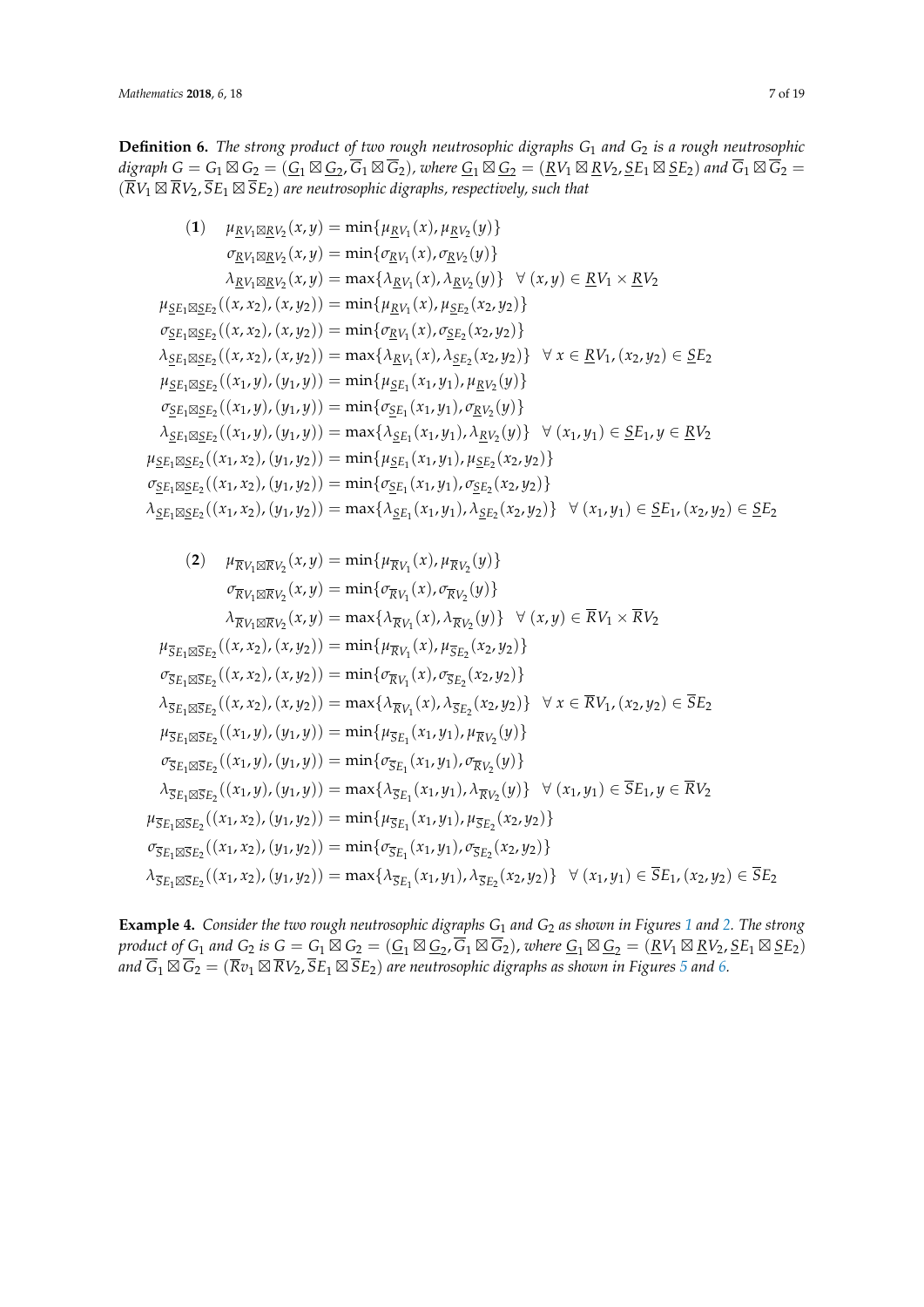**Definition 6.** *The strong product of two rough neutrosophic digraphs $G_1$ and $G_2$ is a rough neutrosophic digraph $G = G_1 \boxtimes G_2 = (\underline{G_1} \boxtimes \underline{G_2}, \overline{G}_1 \boxtimes \overline{G}_2)$, where $\underline{G_1} \boxtimes \underline{G_2} = (\underline{R}V_1 \boxtimes \underline{R}V_2, \underline{S}E_1 \boxtimes \underline{S}E_2)$ and $\overline{G}_1 \boxtimes \overline{G}_2 = (\overline{R}V_1 \boxtimes \overline{R}V_2, \overline{S}E_1 \boxtimes \overline{S}E_2)$ are neutrosophic digraphs, respectively, such that*

$$
\begin{aligned}
(\mathbf{1}) \quad & \mu_{\underline{R}V_1 \boxtimes \underline{R}V_2}(x,y) = \min\{\mu_{\underline{R}V_1}(x), \mu_{\underline{R}V_2}(y)\} \\
& \sigma_{\underline{R}V_1 \boxtimes \underline{R}V_2}(x,y) = \min\{\sigma_{\underline{R}V_1}(x), \sigma_{\underline{R}V_2}(y)\} \\
& \lambda_{\underline{R}V_1 \boxtimes \underline{R}V_2}(x,y) = \max\{\lambda_{\underline{R}V_1}(x), \lambda_{\underline{R}V_2}(y)\} \quad \forall\, (x,y) \in \underline{R}V_1 \times \underline{R}V_2 \\
& \mu_{\underline{S}E_1 \boxtimes \underline{S}E_2}((x,x_2),(x,y_2)) = \min\{\mu_{\underline{R}V_1}(x), \mu_{\underline{S}E_2}(x_2,y_2)\} \\
& \sigma_{\underline{S}E_1 \boxtimes \underline{S}E_2}((x,x_2),(x,y_2)) = \min\{\sigma_{\underline{R}V_1}(x), \sigma_{\underline{S}E_2}(x_2,y_2)\} \\
& \lambda_{\underline{S}E_1 \boxtimes \underline{S}E_2}((x,x_2),(x,y_2)) = \max\{\lambda_{\underline{R}V_1}(x), \lambda_{\underline{S}E_2}(x_2,y_2)\} \quad \forall\, x \in \underline{R}V_1, (x_2,y_2) \in \underline{S}E_2 \\
& \mu_{\underline{S}E_1 \boxtimes \underline{S}E_2}((x_1,y),(y_1,y)) = \min\{\mu_{\underline{S}E_1}(x_1,y_1), \mu_{\underline{R}V_2}(y)\} \\
& \sigma_{\underline{S}E_1 \boxtimes \underline{S}E_2}((x_1,y),(y_1,y)) = \min\{\sigma_{\underline{S}E_1}(x_1,y_1), \sigma_{\underline{R}V_2}(y)\} \\
& \lambda_{\underline{S}E_1 \boxtimes \underline{S}E_2}((x_1,y),(y_1,y)) = \max\{\lambda_{\underline{S}E_1}(x_1,y_1), \lambda_{\underline{R}V_2}(y)\} \quad \forall\, (x_1,y_1) \in \underline{S}E_1, y \in \underline{R}V_2 \\
& \mu_{\underline{S}E_1 \boxtimes \underline{S}E_2}((x_1,x_2),(y_1,y_2)) = \min\{\mu_{\underline{S}E_1}(x_1,y_1), \mu_{\underline{S}E_2}(x_2,y_2)\} \\
& \sigma_{\underline{S}E_1 \boxtimes \underline{S}E_2}((x_1,x_2),(y_1,y_2)) = \min\{\sigma_{\underline{S}E_1}(x_1,y_1), \sigma_{\underline{S}E_2}(x_2,y_2)\} \\
& \lambda_{\underline{S}E_1 \boxtimes \underline{S}E_2}((x_1,x_2),(y_1,y_2)) = \max\{\lambda_{\underline{S}E_1}(x_1,y_1), \lambda_{\underline{S}E_2}(x_2,y_2)\} \quad \forall\, (x_1,y_1) \in \underline{S}E_1, (x_2,y_2) \in \underline{S}E_2
\end{aligned}
$$

$$
\begin{aligned}
(\mathbf{2}) \quad & \mu_{\overline{R}V_1 \boxtimes \overline{R}V_2}(x,y) = \min\{\mu_{\overline{R}V_1}(x), \mu_{\overline{R}V_2}(y)\} \\
& \sigma_{\overline{R}V_1 \boxtimes \overline{R}V_2}(x,y) = \min\{\sigma_{\overline{R}V_1}(x), \sigma_{\overline{R}V_2}(y)\} \\
& \lambda_{\overline{R}V_1 \boxtimes \overline{R}V_2}(x,y) = \max\{\lambda_{\overline{R}V_1}(x), \lambda_{\overline{R}V_2}(y)\} \quad \forall\, (x,y) \in \overline{R}V_1 \times \overline{R}V_2 \\
& \mu_{\overline{S}E_1 \boxtimes \overline{S}E_2}((x,x_2),(x,y_2)) = \min\{\mu_{\overline{R}V_1}(x), \mu_{\overline{S}E_2}(x_2,y_2)\} \\
& \sigma_{\overline{S}E_1 \boxtimes \overline{S}E_2}((x,x_2),(x,y_2)) = \min\{\sigma_{\overline{R}V_1}(x), \sigma_{\overline{S}E_2}(x_2,y_2)\} \\
& \lambda_{\overline{S}E_1 \boxtimes \overline{S}E_2}((x,x_2),(x,y_2)) = \max\{\lambda_{\overline{R}V_1}(x), \lambda_{\overline{S}E_2}(x_2,y_2)\} \quad \forall\, x \in \overline{R}V_1, (x_2,y_2) \in \overline{S}E_2 \\
& \mu_{\overline{S}E_1 \boxtimes \overline{S}E_2}((x_1,y),(y_1,y)) = \min\{\mu_{\overline{S}E_1}(x_1,y_1), \mu_{\overline{R}V_2}(y)\} \\
& \sigma_{\overline{S}E_1 \boxtimes \overline{S}E_2}((x_1,y),(y_1,y)) = \min\{\sigma_{\overline{S}E_1}(x_1,y_1), \sigma_{\overline{R}V_2}(y)\} \\
& \lambda_{\overline{S}E_1 \boxtimes \overline{S}E_2}((x_1,y),(y_1,y)) = \max\{\lambda_{\overline{S}E_1}(x_1,y_1), \lambda_{\overline{R}V_2}(y)\} \quad \forall\, (x_1,y_1) \in \overline{S}E_1, y \in \overline{R}V_2 \\
& \mu_{\overline{S}E_1 \boxtimes \overline{S}E_2}((x_1,x_2),(y_1,y_2)) = \min\{\mu_{\overline{S}E_1}(x_1,y_1), \mu_{\overline{S}E_2}(x_2,y_2)\} \\
& \sigma_{\overline{S}E_1 \boxtimes \overline{S}E_2}((x_1,x_2),(y_1,y_2)) = \min\{\sigma_{\overline{S}E_1}(x_1,y_1), \sigma_{\overline{S}E_2}(x_2,y_2)\} \\
& \lambda_{\overline{S}E_1 \boxtimes \overline{S}E_2}((x_1,x_2),(y_1,y_2)) = \max\{\lambda_{\overline{S}E_1}(x_1,y_1), \lambda_{\overline{S}E_2}(x_2,y_2)\} \quad \forall\, (x_1,y_1) \in \overline{S}E_1, (x_2,y_2) \in \overline{S}E_2
\end{aligned}
$$

**Example 4.** *Consider the two rough neutrosophic digraphs $G_1$ and $G_2$ as shown in Figures 1 and 2. The strong product of $G_1$ and $G_2$ is $G = G_1 \boxtimes G_2 = (\underline{G_1} \boxtimes \underline{G_2}, \overline{G}_1 \boxtimes \overline{G}_2)$, where $\underline{G_1} \boxtimes \underline{G_2} = (\underline{R}V_1 \boxtimes \underline{R}V_2, \underline{S}E_1 \boxtimes \underline{S}E_2)$ and $\overline{G}_1 \boxtimes \overline{G}_2 = (\overline{R}v_1 \boxtimes \overline{R}V_2, \overline{S}E_1 \boxtimes \overline{S}E_2)$ are neutrosophic digraphs as shown in Figures 5 and 6.*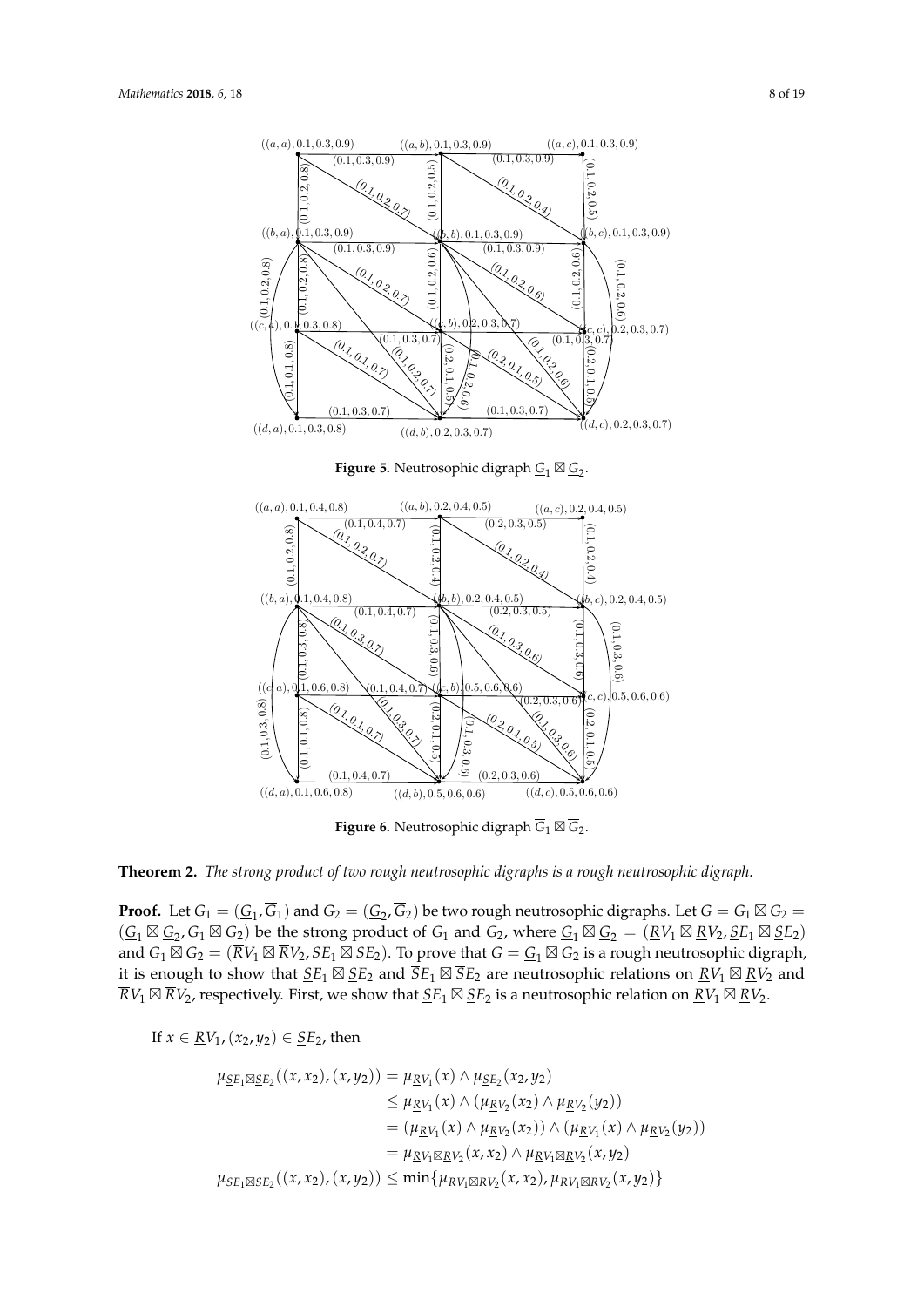**Figure 5.** Neutrosophic digraph $\underline{G}_1 \boxtimes \underline{G}_2$.

**Figure 6.** Neutrosophic digraph $\overline{G}_1 \boxtimes \overline{G}_2$.

**Theorem 2.** *The strong product of two rough neutrosophic digraphs is a rough neutrosophic digraph.*

**Proof.** Let $G_1 = (\underline{G}_1, \overline{G}_1)$ and $G_2 = (\underline{G}_2, \overline{G}_2)$ be two rough neutrosophic digraphs. Let $G = G_1 \boxtimes G_2 = (\underline{G}_1 \boxtimes \underline{G}_2, \overline{G}_1 \boxtimes \overline{G}_2)$ be the strong product of $G_1$ and $G_2$, where $\underline{G}_1 \boxtimes \underline{G}_2 = (\underline{R}V_1 \boxtimes \underline{R}V_2, \underline{S}E_1 \boxtimes \underline{S}E_2)$ and $\overline{G}_1 \boxtimes \overline{G}_2 = (\overline{R}V_1 \boxtimes \overline{R}V_2, \overline{S}E_1 \boxtimes \overline{S}E_2)$. To prove that $G = \underline{G}_1 \boxtimes \overline{G}_2$ is a rough neutrosophic digraph, it is enough to show that $\underline{S}E_1 \boxtimes \underline{S}E_2$ and $\overline{S}E_1 \boxtimes \overline{S}E_2$ are neutrosophic relations on $\underline{R}V_1 \boxtimes \underline{R}V_2$ and $\overline{R}V_1 \boxtimes \overline{R}V_2$, respectively. First, we show that $\underline{S}E_1 \boxtimes \underline{S}E_2$ is a neutrosophic relation on $\underline{R}V_1 \boxtimes \underline{R}V_2$.

If $x \in \underline{R}V_1, (x_2, y_2) \in \underline{S}E_2$, then

$$
\begin{aligned}
\mu_{\underline{S}E_1 \boxtimes \underline{S}E_2}((x, x_2), (x, y_2)) &= \mu_{\underline{R}V_1}(x) \wedge \mu_{\underline{S}E_2}(x_2, y_2) \\
&\leq \mu_{\underline{R}V_1}(x) \wedge (\mu_{\underline{R}V_2}(x_2) \wedge \mu_{\underline{R}V_2}(y_2)) \\
&= (\mu_{\underline{R}V_1}(x) \wedge \mu_{\underline{R}V_2}(x_2)) \wedge (\mu_{\underline{R}V_1}(x) \wedge \mu_{\underline{R}V_2}(y_2)) \\
&= \mu_{\underline{R}V_1 \boxtimes \underline{R}V_2}(x, x_2) \wedge \mu_{\underline{R}V_1 \boxtimes \underline{R}V_2}(x, y_2) \\
\mu_{\underline{S}E_1 \boxtimes \underline{S}E_2}((x, x_2), (x, y_2)) &\leq \min\{\mu_{\underline{R}V_1 \boxtimes \underline{R}V_2}(x, x_2), \mu_{\underline{R}V_1 \boxtimes \underline{R}V_2}(x, y_2)\}
\end{aligned}
$$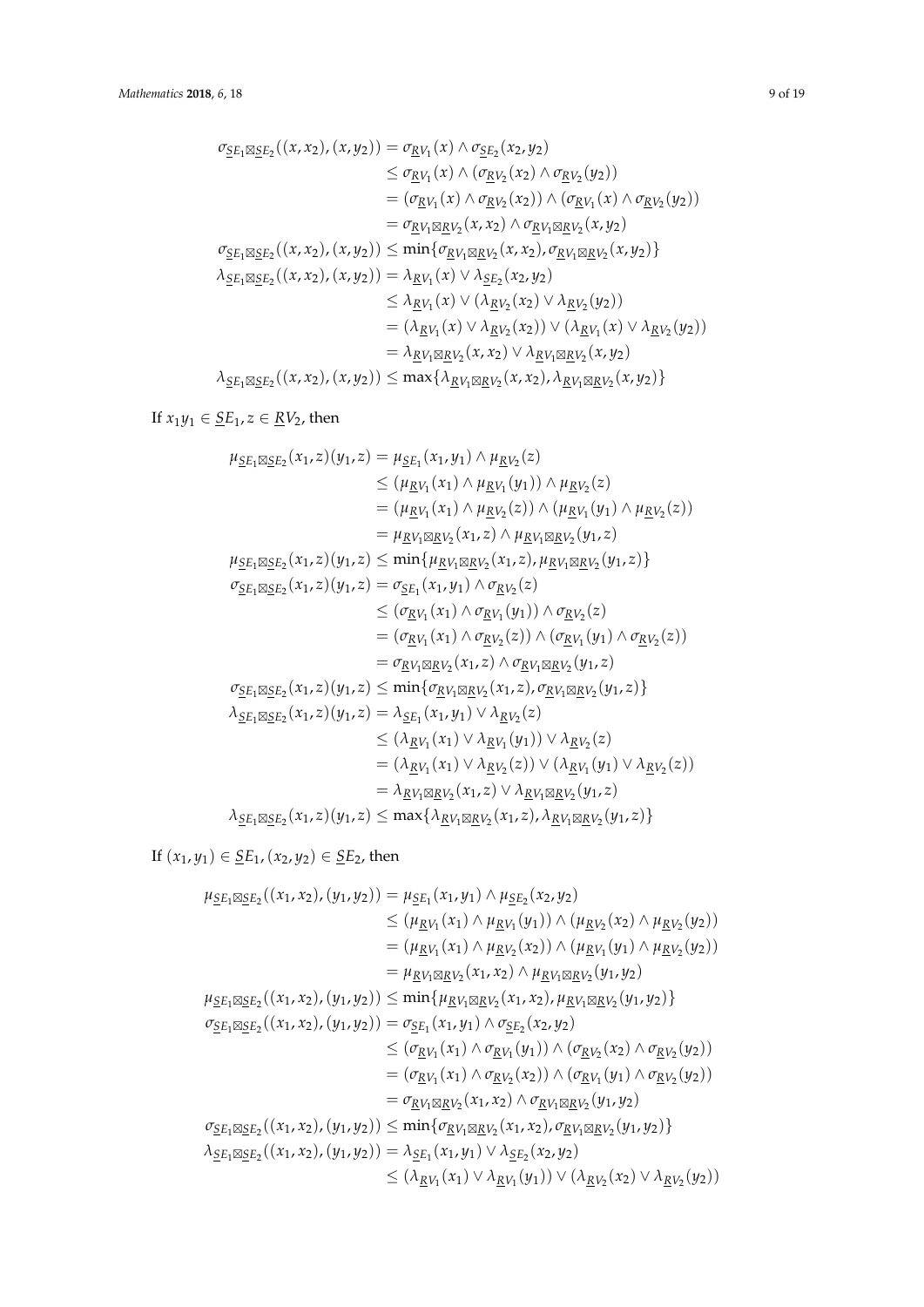$$
\begin{aligned}
\sigma_{\underline{S}E_1 \boxtimes \underline{S}E_2}((x, x_2), (x, y_2)) &= \sigma_{\underline{R}V_1}(x) \wedge \sigma_{\underline{S}E_2}(x_2, y_2) \\
&\leq \sigma_{\underline{R}V_1}(x) \wedge (\sigma_{\underline{R}V_2}(x_2) \wedge \sigma_{\underline{R}V_2}(y_2)) \\
&= (\sigma_{\underline{R}V_1}(x) \wedge \sigma_{\underline{R}V_2}(x_2)) \wedge (\sigma_{\underline{R}V_1}(x) \wedge \sigma_{\underline{R}V_2}(y_2)) \\
&= \sigma_{\underline{R}V_1 \boxtimes \underline{R}V_2}(x, x_2) \wedge \sigma_{\underline{R}V_1 \boxtimes \underline{R}V_2}(x, y_2) \\
\sigma_{\underline{S}E_1 \boxtimes \underline{S}E_2}((x, x_2), (x, y_2)) &\leq \min\{\sigma_{\underline{R}V_1 \boxtimes \underline{R}V_2}(x, x_2), \sigma_{\underline{R}V_1 \boxtimes \underline{R}V_2}(x, y_2)\} \\
\lambda_{\underline{S}E_1 \boxtimes \underline{S}E_2}((x, x_2), (x, y_2)) &= \lambda_{\underline{R}V_1}(x) \vee \lambda_{\underline{S}E_2}(x_2, y_2) \\
&\leq \lambda_{\underline{R}V_1}(x) \vee (\lambda_{\underline{R}V_2}(x_2) \vee \lambda_{\underline{R}V_2}(y_2)) \\
&= (\lambda_{\underline{R}V_1}(x) \vee \lambda_{\underline{R}V_2}(x_2)) \vee (\lambda_{\underline{R}V_1}(x) \vee \lambda_{\underline{R}V_2}(y_2)) \\
&= \lambda_{\underline{R}V_1 \boxtimes \underline{R}V_2}(x, x_2) \vee \lambda_{\underline{R}V_1 \boxtimes \underline{R}V_2}(x, y_2) \\
\lambda_{\underline{S}E_1 \boxtimes \underline{S}E_2}((x, x_2), (x, y_2)) &\leq \max\{\lambda_{\underline{R}V_1 \boxtimes \underline{R}V_2}(x, x_2), \lambda_{\underline{R}V_1 \boxtimes \underline{R}V_2}(x, y_2)\}
\end{aligned}
$$

If $x_1 y_1 \in \underline{S}E_1, z \in \underline{R}V_2$, then

$$
\begin{aligned}
\mu_{\underline{S}E_1 \boxtimes \underline{S}E_2}(x_1, z)(y_1, z) &= \mu_{\underline{S}E_1}(x_1, y_1) \wedge \mu_{\underline{R}V_2}(z) \\
&\leq (\mu_{\underline{R}V_1}(x_1) \wedge \mu_{\underline{R}V_1}(y_1)) \wedge \mu_{\underline{R}V_2}(z) \\
&= (\mu_{\underline{R}V_1}(x_1) \wedge \mu_{\underline{R}V_2}(z)) \wedge (\mu_{\underline{R}V_1}(y_1) \wedge \mu_{\underline{R}V_2}(z)) \\
&= \mu_{\underline{R}V_1 \boxtimes \underline{R}V_2}(x_1, z) \wedge \mu_{\underline{R}V_1 \boxtimes \underline{R}V_2}(y_1, z) \\
\mu_{\underline{S}E_1 \boxtimes \underline{S}E_2}(x_1, z)(y_1, z) &\leq \min\{\mu_{\underline{R}V_1 \boxtimes \underline{R}V_2}(x_1, z), \mu_{\underline{R}V_1 \boxtimes \underline{R}V_2}(y_1, z)\} \\
\sigma_{\underline{S}E_1 \boxtimes \underline{S}E_2}(x_1, z)(y_1, z) &= \sigma_{\underline{S}E_1}(x_1, y_1) \wedge \sigma_{\underline{R}V_2}(z) \\
&\leq (\sigma_{\underline{R}V_1}(x_1) \wedge \sigma_{\underline{R}V_1}(y_1)) \wedge \sigma_{\underline{R}V_2}(z) \\
&= (\sigma_{\underline{R}V_1}(x_1) \wedge \sigma_{\underline{R}V_2}(z)) \wedge (\sigma_{\underline{R}V_1}(y_1) \wedge \sigma_{\underline{R}V_2}(z)) \\
&= \sigma_{\underline{R}V_1 \boxtimes \underline{R}V_2}(x_1, z) \wedge \sigma_{\underline{R}V_1 \boxtimes \underline{R}V_2}(y_1, z) \\
\sigma_{\underline{S}E_1 \boxtimes \underline{S}E_2}(x_1, z)(y_1, z) &\leq \min\{\sigma_{\underline{R}V_1 \boxtimes \underline{R}V_2}(x_1, z), \sigma_{\underline{R}V_1 \boxtimes \underline{R}V_2}(y_1, z)\} \\
\lambda_{\underline{S}E_1 \boxtimes \underline{S}E_2}(x_1, z)(y_1, z) &= \lambda_{\underline{S}E_1}(x_1, y_1) \vee \lambda_{\underline{R}V_2}(z) \\
&\leq (\lambda_{\underline{R}V_1}(x_1) \vee \lambda_{\underline{R}V_1}(y_1)) \vee \lambda_{\underline{R}V_2}(z) \\
&= (\lambda_{\underline{R}V_1}(x_1) \vee \lambda_{\underline{R}V_2}(z)) \vee (\lambda_{\underline{R}V_1}(y_1) \vee \lambda_{\underline{R}V_2}(z)) \\
&= \lambda_{\underline{R}V_1 \boxtimes \underline{R}V_2}(x_1, z) \vee \lambda_{\underline{R}V_1 \boxtimes \underline{R}V_2}(y_1, z) \\
\lambda_{\underline{S}E_1 \boxtimes \underline{S}E_2}(x_1, z)(y_1, z) &\leq \max\{\lambda_{\underline{R}V_1 \boxtimes \underline{R}V_2}(x_1, z), \lambda_{\underline{R}V_1 \boxtimes \underline{R}V_2}(y_1, z)\}
\end{aligned}
$$

If $(x_1, y_1) \in \underline{S}E_1, (x_2, y_2) \in \underline{S}E_2$, then

$$
\begin{aligned}
\mu_{\underline{S}E_1 \boxtimes \underline{S}E_2}((x_1, x_2), (y_1, y_2)) &= \mu_{\underline{S}E_1}(x_1, y_1) \wedge \mu_{\underline{S}E_2}(x_2, y_2) \\
&\leq (\mu_{\underline{R}V_1}(x_1) \wedge \mu_{\underline{R}V_1}(y_1)) \wedge (\mu_{\underline{R}V_2}(x_2) \wedge \mu_{\underline{R}V_2}(y_2)) \\
&= (\mu_{\underline{R}V_1}(x_1) \wedge \mu_{\underline{R}V_2}(x_2)) \wedge (\mu_{\underline{R}V_1}(y_1) \wedge \mu_{\underline{R}V_2}(y_2)) \\
&= \mu_{\underline{R}V_1 \boxtimes \underline{R}V_2}(x_1, x_2) \wedge \mu_{\underline{R}V_1 \boxtimes \underline{R}V_2}(y_1, y_2) \\
\mu_{\underline{S}E_1 \boxtimes \underline{S}E_2}((x_1, x_2), (y_1, y_2)) &\leq \min\{\mu_{\underline{R}V_1 \boxtimes \underline{R}V_2}(x_1, x_2), \mu_{\underline{R}V_1 \boxtimes \underline{R}V_2}(y_1, y_2)\} \\
\sigma_{\underline{S}E_1 \boxtimes \underline{S}E_2}((x_1, x_2), (y_1, y_2)) &= \sigma_{\underline{S}E_1}(x_1, y_1) \wedge \sigma_{\underline{S}E_2}(x_2, y_2) \\
&\leq (\sigma_{\underline{R}V_1}(x_1) \wedge \sigma_{\underline{R}V_1}(y_1)) \wedge (\sigma_{\underline{R}V_2}(x_2) \wedge \sigma_{\underline{R}V_2}(y_2)) \\
&= (\sigma_{\underline{R}V_1}(x_1) \wedge \sigma_{\underline{R}V_2}(x_2)) \wedge (\sigma_{\underline{R}V_1}(y_1) \wedge \sigma_{\underline{R}V_2}(y_2)) \\
&= \sigma_{\underline{R}V_1 \boxtimes \underline{R}V_2}(x_1, x_2) \wedge \sigma_{\underline{R}V_1 \boxtimes \underline{R}V_2}(y_1, y_2) \\
\sigma_{\underline{S}E_1 \boxtimes \underline{S}E_2}((x_1, x_2), (y_1, y_2)) &\leq \min\{\sigma_{\underline{R}V_1 \boxtimes \underline{R}V_2}(x_1, x_2), \sigma_{\underline{R}V_1 \boxtimes \underline{R}V_2}(y_1, y_2)\} \\
\lambda_{\underline{S}E_1 \boxtimes \underline{S}E_2}((x_1, x_2), (y_1, y_2)) &= \lambda_{\underline{S}E_1}(x_1, y_1) \vee \lambda_{\underline{S}E_2}(x_2, y_2) \\
&\leq (\lambda_{\underline{R}V_1}(x_1) \vee \lambda_{\underline{R}V_1}(y_1)) \vee (\lambda_{\underline{R}V_2}(x_2) \vee \lambda_{\underline{R}V_2}(y_2))
\end{aligned}
$$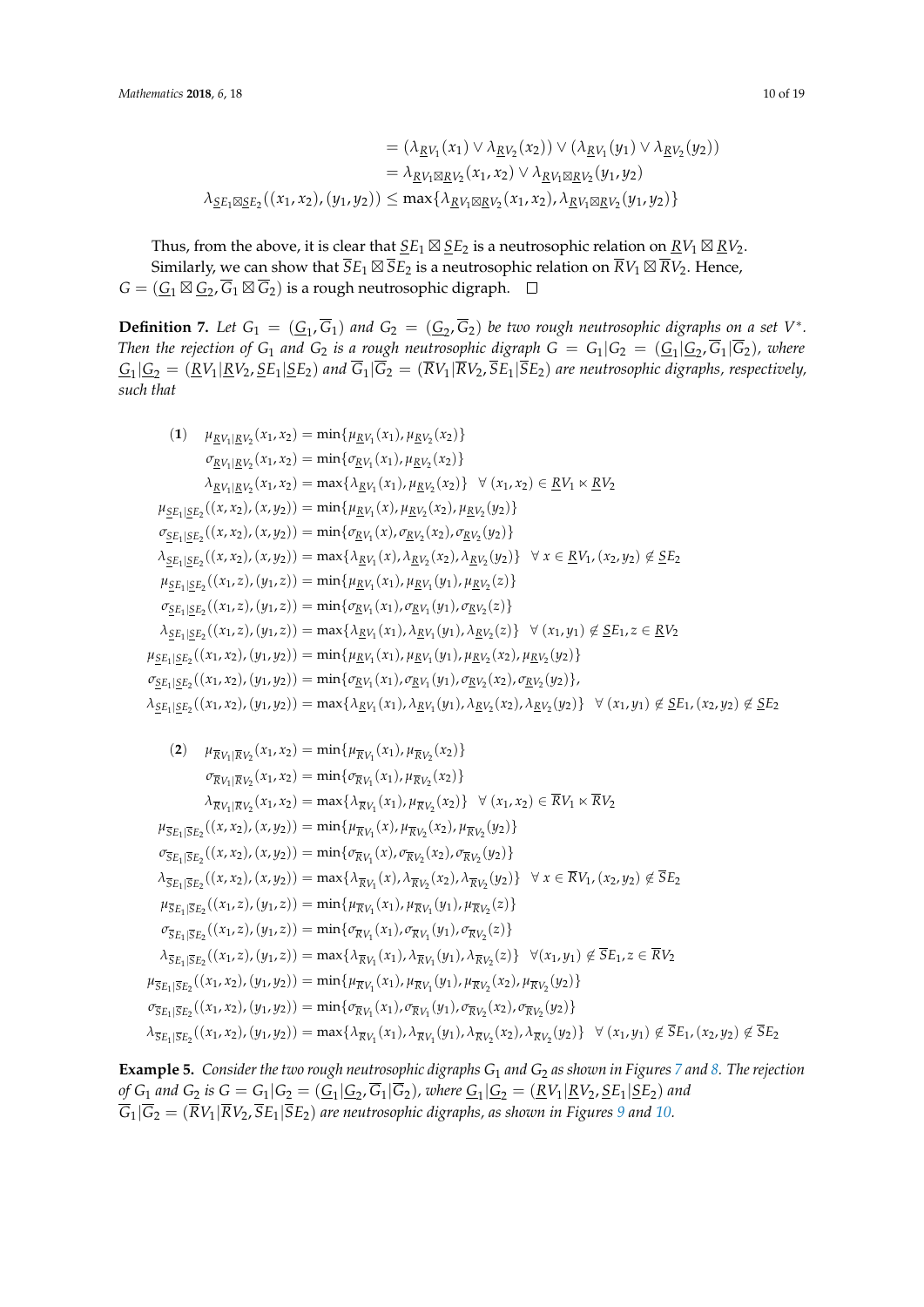$$
\begin{aligned}
&= (\lambda_{\underline{R}V_1}(x_1) \vee \lambda_{\underline{R}V_2}(x_2)) \vee (\lambda_{\underline{R}V_1}(y_1) \vee \lambda_{\underline{R}V_2}(y_2)) \\
&= \lambda_{\underline{R}V_1 \boxtimes \underline{R}V_2}(x_1, x_2) \vee \lambda_{\underline{R}V_1 \boxtimes \underline{R}V_2}(y_1, y_2) \\
\lambda_{\underline{S}E_1 \boxtimes \underline{S}E_2}((x_1, x_2), (y_1, y_2)) &\leq \max\{\lambda_{\underline{R}V_1 \boxtimes \underline{R}V_2}(x_1, x_2), \lambda_{\underline{R}V_1 \boxtimes \underline{R}V_2}(y_1, y_2)\}
\end{aligned}
$$

Thus, from the above, it is clear that $\underline{S}E_1 \boxtimes \underline{S}E_2$ is a neutrosophic relation on $\underline{R}V_1 \boxtimes \underline{R}V_2$.

Similarly, we can show that $\overline{S}E_1 \boxtimes \overline{S}E_2$ is a neutrosophic relation on $\overline{R}V_1 \boxtimes \overline{R}V_2$. Hence, $G = (\underline{G}_1 \boxtimes \underline{G}_2, \overline{G}_1 \boxtimes \overline{G}_2)$ is a rough neutrosophic digraph. □

**Definition 7.** *Let $G_1 = (\underline{G}_1, \overline{G}_1)$ and $G_2 = (\underline{G}_2, \overline{G}_2)$ be two rough neutrosophic digraphs on a set $V^*$. Then the rejection of $G_1$ and $G_2$ is a rough neutrosophic digraph $G = G_1|G_2 = (\underline{G}_1|\underline{G}_2, \overline{G}_1|\overline{G}_2)$, where $\underline{G}_1|\underline{G}_2 = (\underline{R}V_1|\underline{R}V_2, \underline{S}E_1|\underline{S}E_2)$ and $\overline{G}_1|\overline{G}_2 = (\overline{R}V_1|\overline{R}V_2, \overline{S}E_1|\overline{S}E_2)$ are neutrosophic digraphs, respectively, such that*

$$
\begin{aligned}
(\mathbf{1}) \quad & \mu_{\underline{R}V_1|\underline{R}V_2}(x_1, x_2) = \min\{\mu_{\underline{R}V_1}(x_1), \mu_{\underline{R}V_2}(x_2)\} \\
& \sigma_{\underline{R}V_1|\underline{R}V_2}(x_1, x_2) = \min\{\sigma_{\underline{R}V_1}(x_1), \mu_{\underline{R}V_2}(x_2)\} \\
& \lambda_{\underline{R}V_1|\underline{R}V_2}(x_1, x_2) = \max\{\lambda_{\underline{R}V_1}(x_1), \mu_{\underline{R}V_2}(x_2)\} \quad \forall\, (x_1, x_2) \in \underline{R}V_1 \ltimes \underline{R}V_2 \\
\mu_{\underline{S}E_1|\underline{S}E_2}&((x, x_2), (x, y_2)) = \min\{\mu_{\underline{R}V_1}(x), \mu_{\underline{R}V_2}(x_2), \mu_{\underline{R}V_2}(y_2)\} \\
\sigma_{\underline{S}E_1|\underline{S}E_2}&((x, x_2), (x, y_2)) = \min\{\sigma_{\underline{R}V_1}(x), \sigma_{\underline{R}V_2}(x_2), \sigma_{\underline{R}V_2}(y_2)\} \\
\lambda_{\underline{S}E_1|\underline{S}E_2}&((x, x_2), (x, y_2)) = \max\{\lambda_{\underline{R}V_1}(x), \lambda_{\underline{R}V_2}(x_2), \lambda_{\underline{R}V_2}(y_2)\} \quad \forall\, x \in \underline{R}V_1, (x_2, y_2) \notin \underline{S}E_2 \\
\mu_{\underline{S}E_1|\underline{S}E_2}&((x_1, z), (y_1, z)) = \min\{\mu_{\underline{R}V_1}(x_1), \mu_{\underline{R}V_1}(y_1), \mu_{\underline{R}V_2}(z)\} \\
\sigma_{\underline{S}E_1|\underline{S}E_2}&((x_1, z), (y_1, z)) = \min\{\sigma_{\underline{R}V_1}(x_1), \sigma_{\underline{R}V_1}(y_1), \sigma_{\underline{R}V_2}(z)\} \\
\lambda_{\underline{S}E_1|\underline{S}E_2}&((x_1, z), (y_1, z)) = \max\{\lambda_{\underline{R}V_1}(x_1), \lambda_{\underline{R}V_1}(y_1), \lambda_{\underline{R}V_2}(z)\} \quad \forall\, (x_1, y_1) \notin \underline{S}E_1, z \in \underline{R}V_2 \\
\mu_{\underline{S}E_1|\underline{S}E_2}&((x_1, x_2), (y_1, y_2)) = \min\{\mu_{\underline{R}V_1}(x_1), \mu_{\underline{R}V_1}(y_1), \mu_{\underline{R}V_2}(x_2), \mu_{\underline{R}V_2}(y_2)\} \\
\sigma_{\underline{S}E_1|\underline{S}E_2}&((x_1, x_2), (y_1, y_2)) = \min\{\sigma_{\underline{R}V_1}(x_1), \sigma_{\underline{R}V_1}(y_1), \sigma_{\underline{R}V_2}(x_2), \sigma_{\underline{R}V_2}(y_2)\}, \\
\lambda_{\underline{S}E_1|\underline{S}E_2}&((x_1, x_2), (y_1, y_2)) = \max\{\lambda_{\underline{R}V_1}(x_1), \lambda_{\underline{R}V_1}(y_1), \lambda_{\underline{R}V_2}(x_2), \lambda_{\underline{R}V_2}(y_2)\} \quad \forall\, (x_1, y_1) \notin \underline{S}E_1, (x_2, y_2) \notin \underline{S}E_2
\end{aligned}
$$

$$
\begin{aligned}
(\mathbf{2}) \quad & \mu_{\overline{R}V_1|\overline{R}V_2}(x_1, x_2) = \min\{\mu_{\overline{R}V_1}(x_1), \mu_{\overline{R}V_2}(x_2)\} \\
& \sigma_{\overline{R}V_1|\overline{R}V_2}(x_1, x_2) = \min\{\sigma_{\overline{R}V_1}(x_1), \mu_{\overline{R}V_2}(x_2)\} \\
& \lambda_{\overline{R}V_1|\overline{R}V_2}(x_1, x_2) = \max\{\lambda_{\overline{R}V_1}(x_1), \mu_{\overline{R}V_2}(x_2)\} \quad \forall\, (x_1, x_2) \in \overline{R}V_1 \ltimes \overline{R}V_2 \\
\mu_{\overline{S}E_1|\overline{S}E_2}&((x, x_2), (x, y_2)) = \min\{\mu_{\overline{R}V_1}(x), \mu_{\overline{R}V_2}(x_2), \mu_{\overline{R}V_2}(y_2)\} \\
\sigma_{\overline{S}E_1|\overline{S}E_2}&((x, x_2), (x, y_2)) = \min\{\sigma_{\overline{R}V_1}(x), \sigma_{\overline{R}V_2}(x_2), \sigma_{\overline{R}V_2}(y_2)\} \\
\lambda_{\overline{S}E_1|\overline{S}E_2}&((x, x_2), (x, y_2)) = \max\{\lambda_{\overline{R}V_1}(x), \lambda_{\overline{R}V_2}(x_2), \lambda_{\overline{R}V_2}(y_2)\} \quad \forall\, x \in \overline{R}V_1, (x_2, y_2) \notin \overline{S}E_2 \\
\mu_{\overline{S}E_1|\overline{S}E_2}&((x_1, z), (y_1, z)) = \min\{\mu_{\overline{R}V_1}(x_1), \mu_{\overline{R}V_1}(y_1), \mu_{\overline{R}V_2}(z)\} \\
\sigma_{\overline{S}E_1|\overline{S}E_2}&((x_1, z), (y_1, z)) = \min\{\sigma_{\overline{R}V_1}(x_1), \sigma_{\overline{R}V_1}(y_1), \sigma_{\overline{R}V_2}(z)\} \\
\lambda_{\overline{S}E_1|\overline{S}E_2}&((x_1, z), (y_1, z)) = \max\{\lambda_{\overline{R}V_1}(x_1), \lambda_{\overline{R}V_1}(y_1), \lambda_{\overline{R}V_2}(z)\} \quad \forall (x_1, y_1) \notin \overline{S}E_1, z \in \overline{R}V_2 \\
\mu_{\overline{S}E_1|\overline{S}E_2}&((x_1, x_2), (y_1, y_2)) = \min\{\mu_{\overline{R}V_1}(x_1), \mu_{\overline{R}V_1}(y_1), \mu_{\overline{R}V_2}(x_2), \mu_{\overline{R}V_2}(y_2)\} \\
\sigma_{\overline{S}E_1|\overline{S}E_2}&((x_1, x_2), (y_1, y_2)) = \min\{\sigma_{\overline{R}V_1}(x_1), \sigma_{\overline{R}V_1}(y_1), \sigma_{\overline{R}V_2}(x_2), \sigma_{\overline{R}V_2}(y_2)\} \\
\lambda_{\overline{S}E_1|\overline{S}E_2}&((x_1, x_2), (y_1, y_2)) = \max\{\lambda_{\overline{R}V_1}(x_1), \lambda_{\overline{R}V_1}(y_1), \lambda_{\overline{R}V_2}(x_2), \lambda_{\overline{R}V_2}(y_2)\} \quad \forall\, (x_1, y_1) \notin \overline{S}E_1, (x_2, y_2) \notin \overline{S}E_2
\end{aligned}
$$

**Example 5.** *Consider the two rough neutrosophic digraphs $G_1$ and $G_2$ as shown in Figures 7 and 8. The rejection of $G_1$ and $G_2$ is $G = G_1|G_2 = (\underline{G}_1|\underline{G}_2, \overline{G}_1|\overline{G}_2)$, where $\underline{G}_1|\underline{G}_2 = (\underline{R}V_1|\underline{R}V_2, \underline{S}E_1|\underline{S}E_2)$ and $\overline{G}_1|\overline{G}_2 = (\overline{R}V_1|\overline{R}V_2, \overline{S}E_1|\overline{S}E_2)$ are neutrosophic digraphs, as shown in Figures 9 and 10.*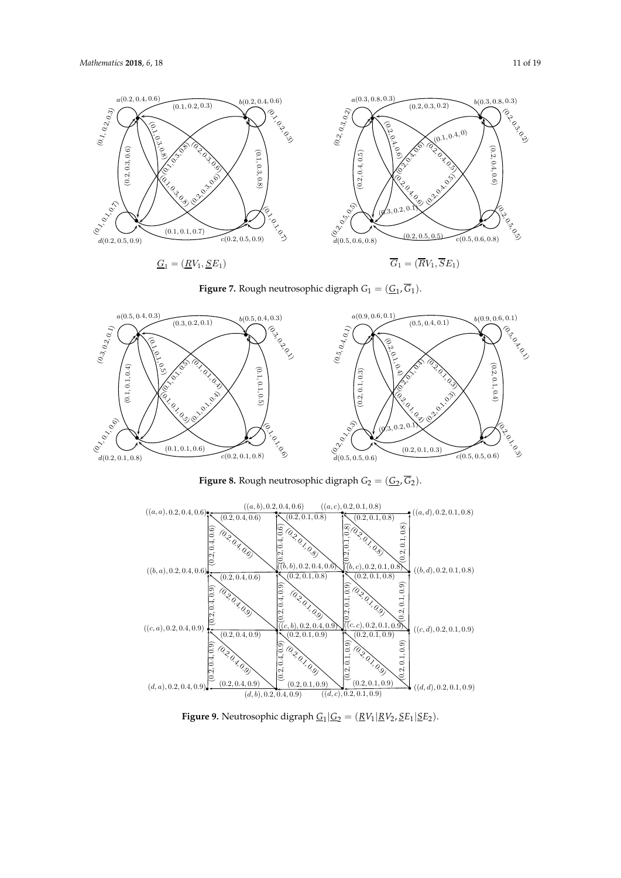**Figure 7.** Rough neutrosophic digraph $G_1 = (\underline{G}_1, \overline{G}_1)$.

**Figure 8.** Rough neutrosophic digraph $G_2 = (\underline{G}_2, \overline{G}_2)$.

**Figure 9.** Neutrosophic digraph $\underline{G}_1 | \underline{G}_2 = (\underline{R}V_1 | \underline{R}V_2, \underline{S}E_1 | \underline{S}E_2)$.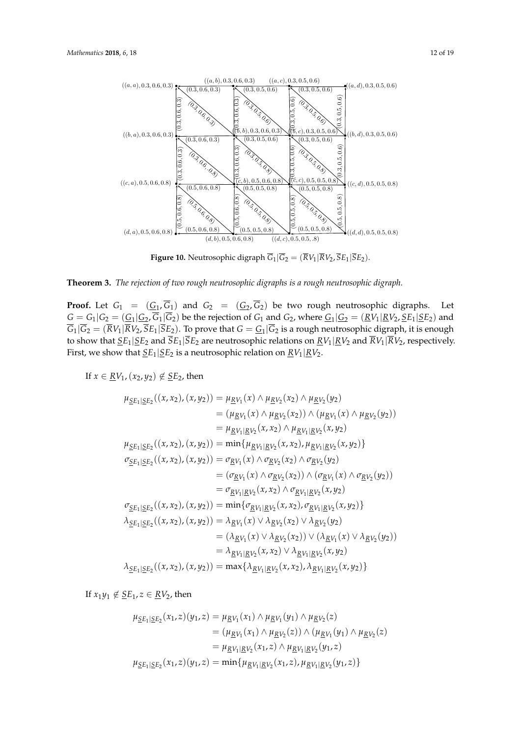**Figure 10.** Neutrosophic digraph $\overline{G}_1|\overline{G}_2 = (\overline{R}V_1|\overline{R}V_2, \overline{S}E_1|\overline{S}E_2)$.

**Theorem 3.** *The rejection of two rough neutrosophic digraphs is a rough neutrosophic digraph.*

**Proof.** Let $G_1 = (\underline{G_1}, \overline{G}_1)$ and $G_2 = (\underline{G_2}, \overline{G}_2)$ be two rough neutrosophic digraphs. Let $G = G_1|G_2 = (\underline{G}_1|\underline{G}_2, \overline{G}_1|\overline{G}_2)$ be the rejection of $G_1$ and $G_2$, where $\underline{G}_1|\underline{G}_2 = (\underline{R}V_1|\underline{R}V_2, \underline{S}E_1|\underline{S}E_2)$ and $\overline{G}_1|\overline{G}_2 = (\overline{R}V_1|\overline{R}V_2, \overline{S}E_1|\overline{S}E_2)$. To prove that $G = \underline{G}_1|\overline{G}_2$ is a rough neutrosophic digraph, it is enough to show that $\underline{S}E_1|\underline{S}E_2$ and $\overline{S}E_1|\overline{S}E_2$ are neutrosophic relations on $\underline{R}V_1|\underline{R}V_2$ and $\overline{R}V_1|\overline{R}V_2$, respectively. First, we show that $\underline{S}E_1|\underline{S}E_2$ is a neutrosophic relation on $\underline{R}V_1|\underline{R}V_2$.

If $x \in \underline{R}V_1, (x_2, y_2) \notin \underline{S}E_2$, then

$$
\begin{aligned}
\mu_{\underline{S}E_1|\underline{S}E_2}((x, x_2), (x, y_2)) &= \mu_{\underline{R}V_1}(x) \wedge \mu_{\underline{R}V_2}(x_2) \wedge \mu_{\underline{R}V_2}(y_2) \\
&= (\mu_{\underline{R}V_1}(x) \wedge \mu_{\underline{R}V_2}(x_2)) \wedge (\mu_{\underline{R}V_1}(x) \wedge \mu_{\underline{R}V_2}(y_2)) \\
&= \mu_{\underline{R}V_1|\underline{R}V_2}(x, x_2) \wedge \mu_{\underline{R}V_1|\underline{R}V_2}(x, y_2) \\
\mu_{\underline{S}E_1|\underline{S}E_2}((x, x_2), (x, y_2)) &= \min\{\mu_{\underline{R}V_1|\underline{R}V_2}(x, x_2), \mu_{\underline{R}V_1|\underline{R}V_2}(x, y_2)\} \\
\sigma_{\underline{S}E_1|\underline{S}E_2}((x, x_2), (x, y_2)) &= \sigma_{\underline{R}V_1}(x) \wedge \sigma_{\underline{R}V_2}(x_2) \wedge \sigma_{\underline{R}V_2}(y_2) \\
&= (\sigma_{\underline{R}V_1}(x) \wedge \sigma_{\underline{R}V_2}(x_2)) \wedge (\sigma_{\underline{R}V_1}(x) \wedge \sigma_{\underline{R}V_2}(y_2)) \\
&= \sigma_{\underline{R}V_1|\underline{R}V_2}(x, x_2) \wedge \sigma_{\underline{R}V_1|\underline{R}V_2}(x, y_2) \\
\sigma_{\underline{S}E_1|\underline{S}E_2}((x, x_2), (x, y_2)) &= \min\{\sigma_{\underline{R}V_1|\underline{R}V_2}(x, x_2), \sigma_{\underline{R}V_1|\underline{R}V_2}(x, y_2)\} \\
\lambda_{\underline{S}E_1|\underline{S}E_2}((x, x_2), (x, y_2)) &= \lambda_{\underline{R}V_1}(x) \vee \lambda_{\underline{R}V_2}(x_2) \vee \lambda_{\underline{R}V_2}(y_2) \\
&= (\lambda_{\underline{R}V_1}(x) \vee \lambda_{\underline{R}V_2}(x_2)) \vee (\lambda_{\underline{R}V_1}(x) \vee \lambda_{\underline{R}V_2}(y_2)) \\
&= \lambda_{\underline{R}V_1|\underline{R}V_2}(x, x_2) \vee \lambda_{\underline{R}V_1|\underline{R}V_2}(x, y_2) \\
\lambda_{\underline{S}E_1|\underline{S}E_2}((x, x_2), (x, y_2)) &= \max\{\lambda_{\underline{R}V_1|\underline{R}V_2}(x, x_2), \lambda_{\underline{R}V_1|\underline{R}V_2}(x, y_2)\}
\end{aligned}
$$

If $x_1 y_1 \notin \underline{S}E_1, z \in \underline{R}V_2$, then

$$
\begin{aligned}
\mu_{\underline{S}E_1|\underline{S}E_2}(x_1, z)(y_1, z) &= \mu_{\underline{R}V_1}(x_1) \wedge \mu_{\underline{R}V_1}(y_1) \wedge \mu_{\underline{R}V_2}(z) \\
&= (\mu_{\underline{R}V_1}(x_1) \wedge \mu_{\underline{R}V_2}(z)) \wedge (\mu_{\underline{R}V_1}(y_1) \wedge \mu_{\underline{R}V_2}(z) \\
&= \mu_{\underline{R}V_1|\underline{R}V_2}(x_1, z) \wedge \mu_{\underline{R}V_1|\underline{R}V_2}(y_1, z) \\
\mu_{\underline{S}E_1|\underline{S}E_2}(x_1, z)(y_1, z) &= \min\{\mu_{\underline{R}V_1|\underline{R}V_2}(x_1, z), \mu_{\underline{R}V_1|\underline{R}V_2}(y_1, z)\}
\end{aligned}
$$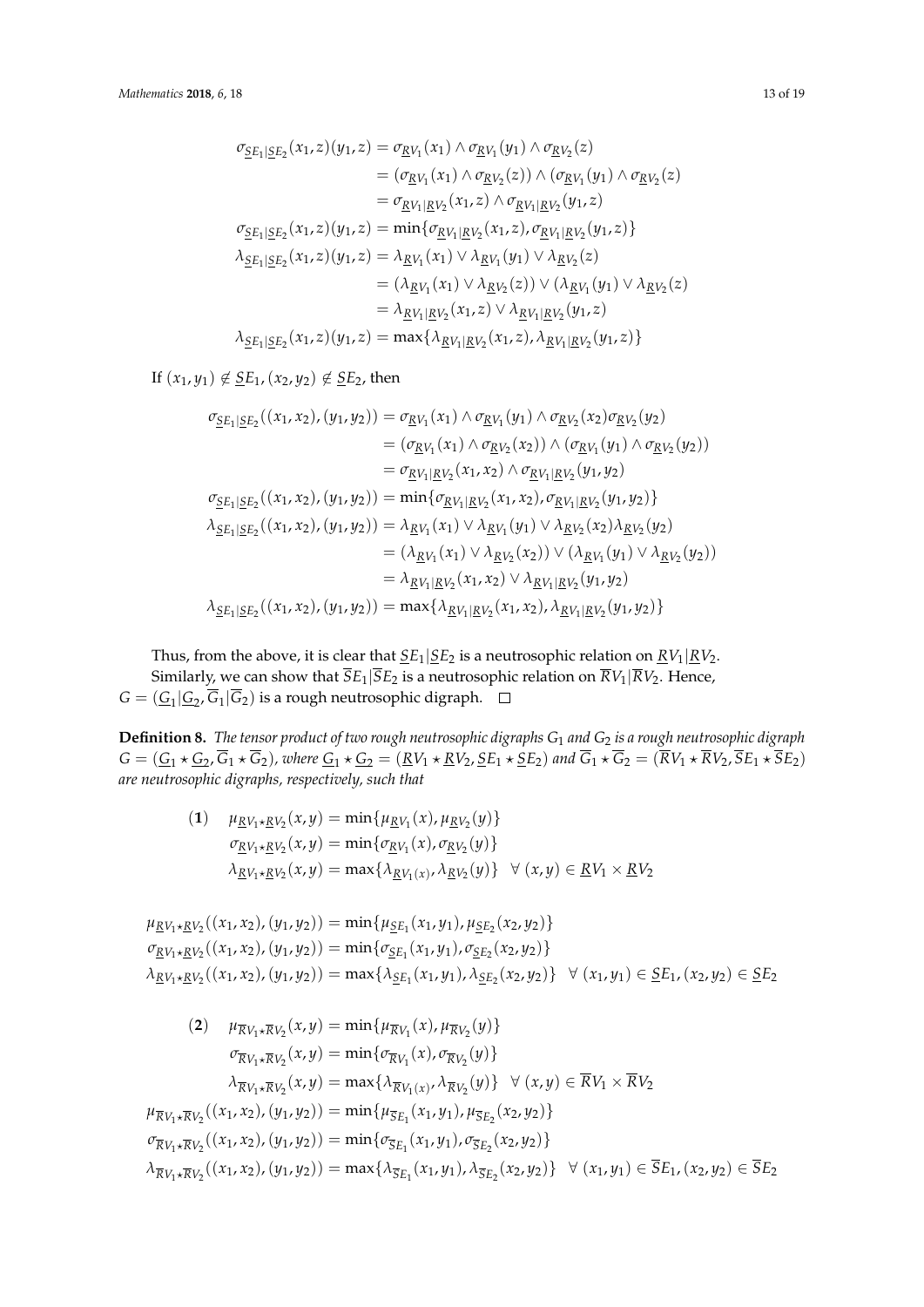$$
\begin{aligned}
\sigma_{\underline{S}E_1|\underline{S}E_2}(x_1,z)(y_1,z) &= \sigma_{\underline{R}V_1}(x_1) \wedge \sigma_{\underline{R}V_1}(y_1) \wedge \sigma_{\underline{R}V_2}(z) \\
&= (\sigma_{\underline{R}V_1}(x_1) \wedge \sigma_{\underline{R}V_2}(z)) \wedge (\sigma_{\underline{R}V_1}(y_1) \wedge \sigma_{\underline{R}V_2}(z) \\
&= \sigma_{\underline{R}V_1|\underline{R}V_2}(x_1,z) \wedge \sigma_{\underline{R}V_1|\underline{R}V_2}(y_1,z) \\
\sigma_{\underline{S}E_1|\underline{S}E_2}(x_1,z)(y_1,z) &= \min\{\sigma_{\underline{R}V_1|\underline{R}V_2}(x_1,z), \sigma_{\underline{R}V_1|\underline{R}V_2}(y_1,z)\} \\
\lambda_{\underline{S}E_1|\underline{S}E_2}(x_1,z)(y_1,z) &= \lambda_{\underline{R}V_1}(x_1) \vee \lambda_{\underline{R}V_1}(y_1) \vee \lambda_{\underline{R}V_2}(z) \\
&= (\lambda_{\underline{R}V_1}(x_1) \vee \lambda_{\underline{R}V_2}(z)) \vee (\lambda_{\underline{R}V_1}(y_1) \vee \lambda_{\underline{R}V_2}(z) \\
&= \lambda_{\underline{R}V_1|\underline{R}V_2}(x_1,z) \vee \lambda_{\underline{R}V_1|\underline{R}V_2}(y_1,z) \\
\lambda_{\underline{S}E_1|\underline{S}E_2}(x_1,z)(y_1,z) &= \max\{\lambda_{\underline{R}V_1|\underline{R}V_2}(x_1,z), \lambda_{\underline{R}V_1|\underline{R}V_2}(y_1,z)\}
\end{aligned}
$$

If $(x_1, y_1) \notin \underline{S}E_1, (x_2, y_2) \notin \underline{S}E_2$, then

$$
\begin{aligned}
\sigma_{\underline{S}E_1|\underline{S}E_2}((x_1,x_2),(y_1,y_2)) &= \sigma_{\underline{R}V_1}(x_1) \wedge \sigma_{\underline{R}V_1}(y_1) \wedge \sigma_{\underline{R}V_2}(x_2)\sigma_{\underline{R}V_2}(y_2) \\
&= (\sigma_{\underline{R}V_1}(x_1) \wedge \sigma_{\underline{R}V_2}(x_2)) \wedge (\sigma_{\underline{R}V_1}(y_1) \wedge \sigma_{\underline{R}V_2}(y_2)) \\
&= \sigma_{\underline{R}V_1|\underline{R}V_2}(x_1,x_2) \wedge \sigma_{\underline{R}V_1|\underline{R}V_2}(y_1,y_2) \\
\sigma_{\underline{S}E_1|\underline{S}E_2}((x_1,x_2),(y_1,y_2)) &= \min\{\sigma_{\underline{R}V_1|\underline{R}V_2}(x_1,x_2), \sigma_{\underline{R}V_1|\underline{R}V_2}(y_1,y_2)\} \\
\lambda_{\underline{S}E_1|\underline{S}E_2}((x_1,x_2),(y_1,y_2)) &= \lambda_{\underline{R}V_1}(x_1) \vee \lambda_{\underline{R}V_1}(y_1) \vee \lambda_{\underline{R}V_2}(x_2)\lambda_{\underline{R}V_2}(y_2) \\
&= (\lambda_{\underline{R}V_1}(x_1) \vee \lambda_{\underline{R}V_2}(x_2)) \vee (\lambda_{\underline{R}V_1}(y_1) \vee \lambda_{\underline{R}V_2}(y_2)) \\
&= \lambda_{\underline{R}V_1|\underline{R}V_2}(x_1,x_2) \vee \lambda_{\underline{R}V_1|\underline{R}V_2}(y_1,y_2) \\
\lambda_{\underline{S}E_1|\underline{S}E_2}((x_1,x_2),(y_1,y_2)) &= \max\{\lambda_{\underline{R}V_1|\underline{R}V_2}(x_1,x_2), \lambda_{\underline{R}V_1|\underline{R}V_2}(y_1,y_2)\}
\end{aligned}
$$

Thus, from the above, it is clear that $\underline{S}E_1|\underline{S}E_2$ is a neutrosophic relation on $\underline{R}V_1|\underline{R}V_2$. Similarly, we can show that $\overline{S}E_1|\overline{S}E_2$ is a neutrosophic relation on $\overline{R}V_1|\overline{R}V_2$. Hence, $G = (\underline{G}_1|\underline{G}_2, \overline{G}_1|\overline{G}_2)$ is a rough neutrosophic digraph. □

**Definition 8.** *The tensor product of two rough neutrosophic digraphs $G_1$ and $G_2$ is a rough neutrosophic digraph $G = (\underline{G}_1 \star \underline{G}_2, \overline{G}_1 \star \overline{G}_2)$, where $\underline{G}_1 \star \underline{G}_2 = (\underline{R}V_1 \star \underline{R}V_2, \underline{S}E_1 \star \underline{S}E_2)$ and $\overline{G}_1 \star \overline{G}_2 = (\overline{R}V_1 \star \overline{R}V_2, \overline{S}E_1 \star \overline{S}E_2)$ are neutrosophic digraphs, respectively, such that*

$$
\begin{aligned}
(\mathbf{1}) \quad & \mu_{\underline{R}V_1 \star \underline{R}V_2}(x,y) = \min\{\mu_{\underline{R}V_1}(x), \mu_{\underline{R}V_2}(y)\} \\
& \sigma_{\underline{R}V_1 \star \underline{R}V_2}(x,y) = \min\{\sigma_{\underline{R}V_1}(x), \sigma_{\underline{R}V_2}(y)\} \\
& \lambda_{\underline{R}V_1 \star \underline{R}V_2}(x,y) = \max\{\lambda_{\underline{R}V_{1(x)}}, \lambda_{\underline{R}V_2}(y)\} \quad \forall\, (x,y) \in \underline{R}V_1 \times \underline{R}V_2
\end{aligned}
$$

$$
\begin{aligned}
& \mu_{\underline{R}V_1 \star \underline{R}V_2}((x_1,x_2),(y_1,y_2)) = \min\{\mu_{\underline{S}E_1}(x_1,y_1), \mu_{\underline{S}E_2}(x_2,y_2)\} \\
& \sigma_{\underline{R}V_1 \star \underline{R}V_2}((x_1,x_2),(y_1,y_2)) = \min\{\sigma_{\underline{S}E_1}(x_1,y_1), \sigma_{\underline{S}E_2}(x_2,y_2)\} \\
& \lambda_{\underline{R}V_1 \star \underline{R}V_2}((x_1,x_2),(y_1,y_2)) = \max\{\lambda_{\underline{S}E_1}(x_1,y_1), \lambda_{\underline{S}E_2}(x_2,y_2)\} \quad \forall\, (x_1,y_1) \in \underline{S}E_1, (x_2,y_2) \in \underline{S}E_2
\end{aligned}
$$

$$
\begin{aligned}
(\mathbf{2}) \quad & \mu_{\overline{R}V_1 \star \overline{R}V_2}(x,y) = \min\{\mu_{\overline{R}V_1}(x), \mu_{\overline{R}V_2}(y)\} \\
& \sigma_{\overline{R}V_1 \star \overline{R}V_2}(x,y) = \min\{\sigma_{\overline{R}V_1}(x), \sigma_{\overline{R}V_2}(y)\} \\
& \lambda_{\overline{R}V_1 \star \overline{R}V_2}(x,y) = \max\{\lambda_{\overline{R}V_{1(x)}}, \lambda_{\overline{R}V_2}(y)\} \quad \forall\, (x,y) \in \overline{R}V_1 \times \overline{R}V_2 \\
& \mu_{\overline{R}V_1 \star \overline{R}V_2}((x_1,x_2),(y_1,y_2)) = \min\{\mu_{\overline{S}E_1}(x_1,y_1), \mu_{\overline{S}E_2}(x_2,y_2)\} \\
& \sigma_{\overline{R}V_1 \star \overline{R}V_2}((x_1,x_2),(y_1,y_2)) = \min\{\sigma_{\overline{S}E_1}(x_1,y_1), \sigma_{\overline{S}E_2}(x_2,y_2)\} \\
& \lambda_{\overline{R}V_1 \star \overline{R}V_2}((x_1,x_2),(y_1,y_2)) = \max\{\lambda_{\overline{S}E_1}(x_1,y_1), \lambda_{\overline{S}E_2}(x_2,y_2)\} \quad \forall\, (x_1,y_1) \in \overline{S}E_1, (x_2,y_2) \in \overline{S}E_2
\end{aligned}
$$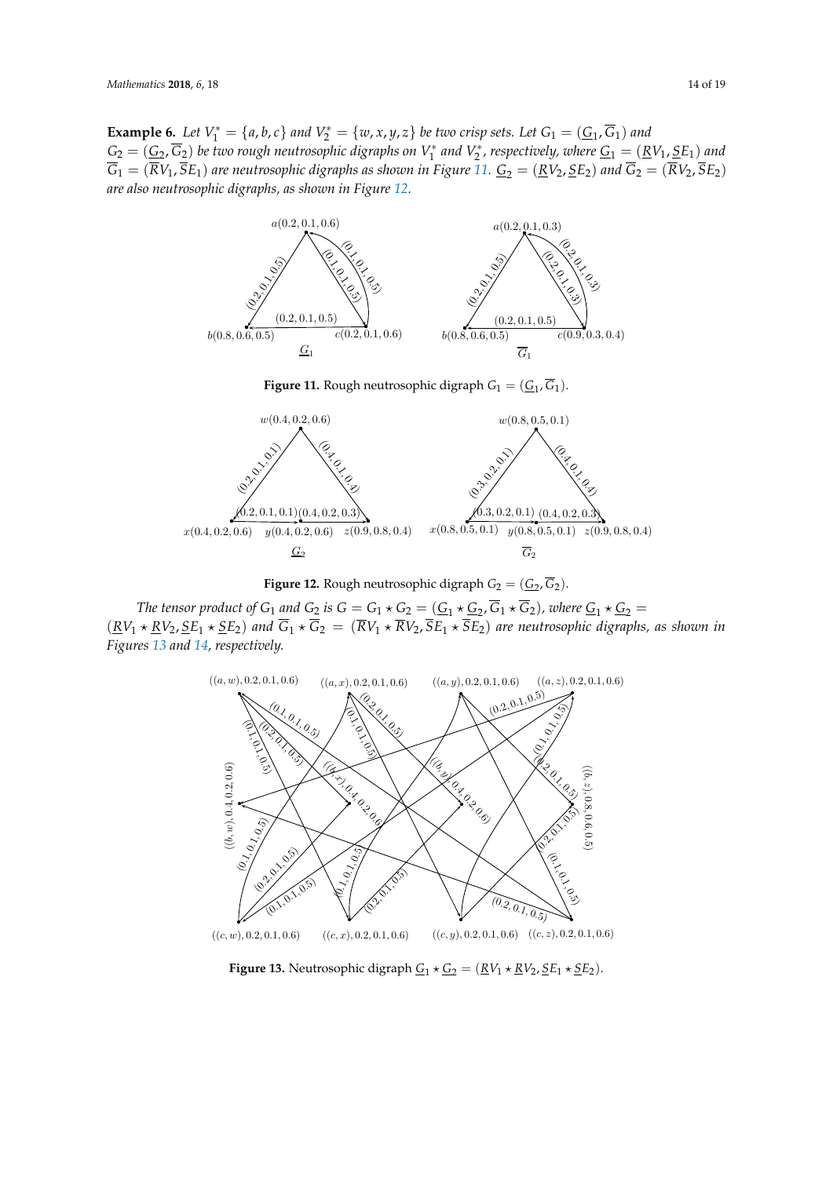**Example 6.** *Let $V_1^* = \{a, b, c\}$ and $V_2^* = \{w, x, y, z\}$ be two crisp sets. Let $G_1 = (\underline{G_1}, \overline{G}_1)$ and $G_2 = (\underline{G_2}, \overline{G}_2)$ be two rough neutrosophic digraphs on $V_1^*$ and $V_2^*$, respectively, where $\underline{G_1} = (\underline{R}V_1, \underline{S}E_1)$ and $\overline{G}_1 = (\overline{R}V_1, \overline{S}E_1)$ are neutrosophic digraphs as shown in Figure 11. $\underline{G_2} = (\underline{R}V_2, \underline{S}E_2)$ and $\overline{G}_2 = (\overline{R}V_2, \overline{S}E_2)$ are also neutrosophic digraphs, as shown in Figure 12.*

**Figure 11.** Rough neutrosophic digraph $G_1 = (\underline{G_1}, \overline{G}_1)$.

**Figure 12.** Rough neutrosophic digraph $G_2 = (\underline{G_2}, \overline{G}_2)$.

*The tensor product of $G_1$ and $G_2$ is $G = G_1 \star G_2 = (\underline{G_1} \star \underline{G_2}, \overline{G}_1 \star \overline{G}_2)$, where $\underline{G_1} \star \underline{G_2} = (\underline{R}V_1 \star \underline{R}V_2, \underline{S}E_1 \star \underline{S}E_2)$ and $\overline{G}_1 \star \overline{G}_2 = (\overline{R}V_1 \star \overline{R}V_2, \overline{S}E_1 \star \overline{S}E_2)$ are neutrosophic digraphs, as shown in Figures 13 and 14, respectively.*

**Figure 13.** Neutrosophic digraph $\underline{G_1} \star \underline{G_2} = (\underline{R}V_1 \star \underline{R}V_2, \underline{S}E_1 \star \underline{S}E_2)$.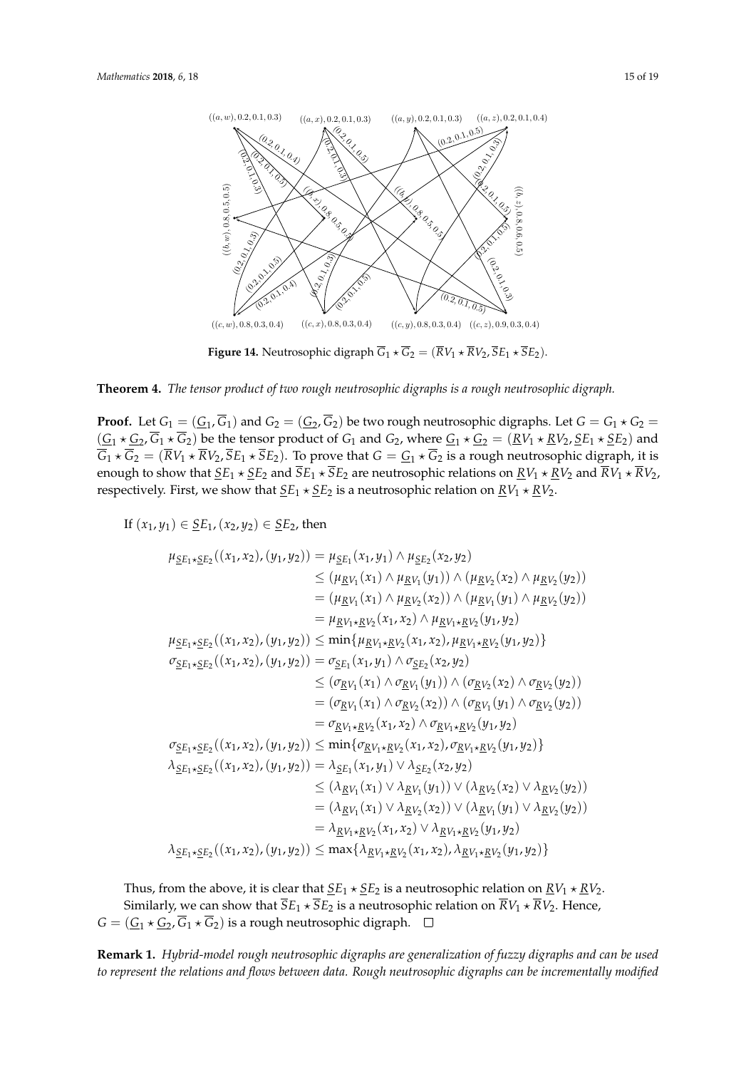**Figure 14.** Neutrosophic digraph $\overline{G}_1 \star \overline{G}_2 = (\overline{R}V_1 \star \overline{R}V_2, \overline{S}E_1 \star \overline{S}E_2)$.

**Theorem 4.** *The tensor product of two rough neutrosophic digraphs is a rough neutrosophic digraph.*

**Proof.** Let $G_1 = (\underline{G}_1, \overline{G}_1)$ and $G_2 = (\underline{G}_2, \overline{G}_2)$ be two rough neutrosophic digraphs. Let $G = G_1 \star G_2 = (\underline{G}_1 \star \underline{G}_2, \overline{G}_1 \star \overline{G}_2)$ be the tensor product of $G_1$ and $G_2$, where $\underline{G}_1 \star \underline{G}_2 = (\underline{R}V_1 \star \underline{R}V_2, \underline{S}E_1 \star \underline{S}E_2)$ and $\overline{G}_1 \star \overline{G}_2 = (\overline{R}V_1 \star \overline{R}V_2, \overline{S}E_1 \star \overline{S}E_2)$. To prove that $G = \underline{G}_1 \star \overline{G}_2$ is a rough neutrosophic digraph, it is enough to show that $\underline{S}E_1 \star \underline{S}E_2$ and $\overline{S}E_1 \star \overline{S}E_2$ are neutrosophic relations on $\underline{R}V_1 \star \underline{R}V_2$ and $\overline{R}V_1 \star \overline{R}V_2$, respectively. First, we show that $\underline{S}E_1 \star \underline{S}E_2$ is a neutrosophic relation on $\underline{R}V_1 \star \underline{R}V_2$.

If $(x_1, y_1) \in \underline{S}E_1, (x_2, y_2) \in \underline{S}E_2$, then

$$
\begin{aligned}
\mu_{\underline{S}E_1 \star \underline{S}E_2}((x_1,x_2),(y_1,y_2)) &= \mu_{\underline{S}E_1}(x_1,y_1) \wedge \mu_{\underline{S}E_2}(x_2,y_2) \\
&\leq (\mu_{\underline{R}V_1}(x_1) \wedge \mu_{\underline{R}V_1}(y_1)) \wedge (\mu_{\underline{R}V_2}(x_2) \wedge \mu_{\underline{R}V_2}(y_2)) \\
&= (\mu_{\underline{R}V_1}(x_1) \wedge \mu_{\underline{R}V_2}(x_2)) \wedge (\mu_{\underline{R}V_1}(y_1) \wedge \mu_{\underline{R}V_2}(y_2)) \\
&= \mu_{\underline{R}V_1 \star \underline{R}V_2}(x_1,x_2) \wedge \mu_{\underline{R}V_1 \star \underline{R}V_2}(y_1,y_2) \\
\mu_{\underline{S}E_1 \star \underline{S}E_2}((x_1,x_2),(y_1,y_2)) &\leq \min\{\mu_{\underline{R}V_1 \star \underline{R}V_2}(x_1,x_2), \mu_{\underline{R}V_1 \star \underline{R}V_2}(y_1,y_2)\} \\
\sigma_{\underline{S}E_1 \star \underline{S}E_2}((x_1,x_2),(y_1,y_2)) &= \sigma_{\underline{S}E_1}(x_1,y_1) \wedge \sigma_{\underline{S}E_2}(x_2,y_2) \\
&\leq (\sigma_{\underline{R}V_1}(x_1) \wedge \sigma_{\underline{R}V_1}(y_1)) \wedge (\sigma_{\underline{R}V_2}(x_2) \wedge \sigma_{\underline{R}V_2}(y_2)) \\
&= (\sigma_{\underline{R}V_1}(x_1) \wedge \sigma_{\underline{R}V_2}(x_2)) \wedge (\sigma_{\underline{R}V_1}(y_1) \wedge \sigma_{\underline{R}V_2}(y_2)) \\
&= \sigma_{\underline{R}V_1 \star \underline{R}V_2}(x_1,x_2) \wedge \sigma_{\underline{R}V_1 \star \underline{R}V_2}(y_1,y_2) \\
\sigma_{\underline{S}E_1 \star \underline{S}E_2}((x_1,x_2),(y_1,y_2)) &\leq \min\{\sigma_{\underline{R}V_1 \star \underline{R}V_2}(x_1,x_2), \sigma_{\underline{R}V_1 \star \underline{R}V_2}(y_1,y_2)\} \\
\lambda_{\underline{S}E_1 \star \underline{S}E_2}((x_1,x_2),(y_1,y_2)) &= \lambda_{\underline{S}E_1}(x_1,y_1) \vee \lambda_{\underline{S}E_2}(x_2,y_2) \\
&\leq (\lambda_{\underline{R}V_1}(x_1) \vee \lambda_{\underline{R}V_1}(y_1)) \vee (\lambda_{\underline{R}V_2}(x_2) \vee \lambda_{\underline{R}V_2}(y_2)) \\
&= (\lambda_{\underline{R}V_1}(x_1) \vee \lambda_{\underline{R}V_2}(x_2)) \vee (\lambda_{\underline{R}V_1}(y_1) \vee \lambda_{\underline{R}V_2}(y_2)) \\
&= \lambda_{\underline{R}V_1 \star \underline{R}V_2}(x_1,x_2) \vee \lambda_{\underline{R}V_1 \star \underline{R}V_2}(y_1,y_2) \\
\lambda_{\underline{S}E_1 \star \underline{S}E_2}((x_1,x_2),(y_1,y_2)) &\leq \max\{\lambda_{\underline{R}V_1 \star \underline{R}V_2}(x_1,x_2), \lambda_{\underline{R}V_1 \star \underline{R}V_2}(y_1,y_2)\}
\end{aligned}
$$

Thus, from the above, it is clear that $\underline{S}E_1 \star \underline{S}E_2$ is a neutrosophic relation on $\underline{R}V_1 \star \underline{R}V_2$.

Similarly, we can show that $\overline{S}E_1 \star \overline{S}E_2$ is a neutrosophic relation on $\overline{R}V_1 \star \overline{R}V_2$. Hence, $G = (\underline{G}_1 \star \underline{G}_2, \overline{G}_1 \star \overline{G}_2)$ is a rough neutrosophic digraph. □

**Remark 1.** *Hybrid-model rough neutrosophic digraphs are generalization of fuzzy digraphs and can be used to represent the relations and flows between data. Rough neutrosophic digraphs can be incrementally modified*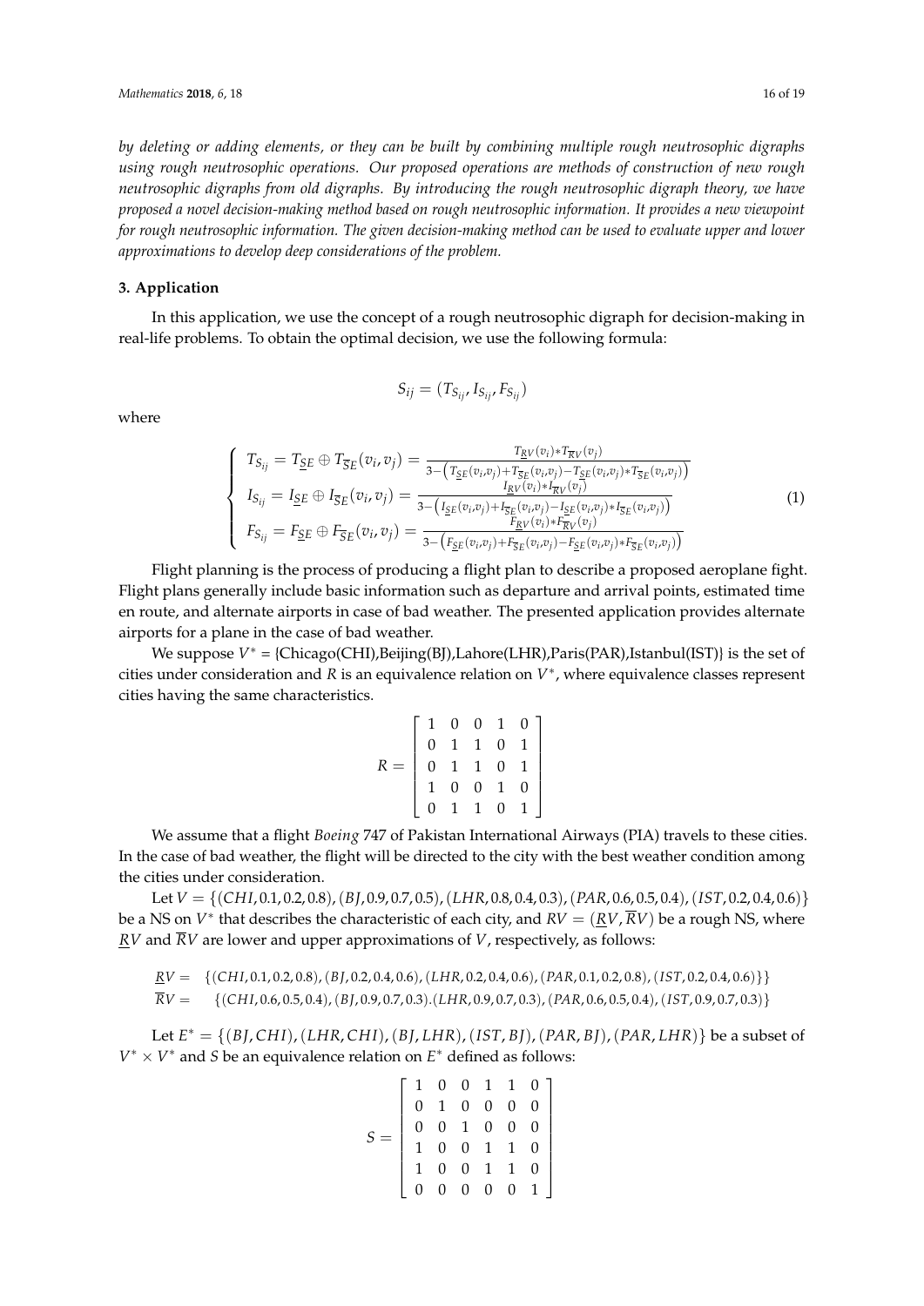*by deleting or adding elements, or they can be built by combining multiple rough neutrosophic digraphs using rough neutrosophic operations. Our proposed operations are methods of construction of new rough neutrosophic digraphs from old digraphs. By introducing the rough neutrosophic digraph theory, we have proposed a novel decision-making method based on rough neutrosophic information. It provides a new viewpoint for rough neutrosophic information. The given decision-making method can be used to evaluate upper and lower approximations to develop deep considerations of the problem.*

## 3. Application

In this application, we use the concept of a rough neutrosophic digraph for decision-making in real-life problems. To obtain the optimal decision, we use the following formula:

$$S_{ij} = (T_{S_{ij}}, I_{S_{ij}}, F_{S_{ij}})$$

where

$$\begin{cases} T_{S_{ij}} = T_{\underline{S}E} \oplus T_{\overline{S}E}(v_i, v_j) = \frac{T_{\underline{R}V}(v_i) * T_{\overline{R}V}(v_j)}{3 - \left(T_{\underline{S}E}(v_i,v_j) + T_{\overline{S}E}(v_i,v_j) - T_{\underline{S}E}(v_i,v_j) * T_{\overline{S}E}(v_i,v_j)\right)} \\ I_{S_{ij}} = I_{\underline{S}E} \oplus I_{\overline{S}E}(v_i, v_j) = \frac{I_{\underline{R}V}(v_i) * I_{\overline{R}V}(v_j)}{3 - \left(I_{\underline{S}E}(v_i,v_j) + I_{\overline{S}E}(v_i,v_j) - I_{\underline{S}E}(v_i,v_j) * I_{\overline{S}E}(v_i,v_j)\right)} \\ F_{S_{ij}} = F_{\underline{S}E} \oplus F_{\overline{S}E}(v_i, v_j) = \frac{F_{\underline{R}V}(v_i) * F_{\overline{R}V}(v_j)}{3 - \left(F_{\underline{S}E}(v_i,v_j) + F_{\overline{S}E}(v_i,v_j) - F_{\underline{S}E}(v_i,v_j) * F_{\overline{S}E}(v_i,v_j)\right)} \end{cases} \quad (1)$$

Flight planning is the process of producing a flight plan to describe a proposed aeroplane fight. Flight plans generally include basic information such as departure and arrival points, estimated time en route, and alternate airports in case of bad weather. The presented application provides alternate airports for a plane in the case of bad weather.

We suppose $V^*$ = {Chicago(CHI),Beijing(BJ),Lahore(LHR),Paris(PAR),Istanbul(IST)} is the set of cities under consideration and $R$ is an equivalence relation on $V^*$, where equivalence classes represent cities having the same characteristics.

$$R = \begin{bmatrix} 1 & 0 & 0 & 1 & 0 \\ 0 & 1 & 1 & 0 & 1 \\ 0 & 1 & 1 & 0 & 1 \\ 1 & 0 & 0 & 1 & 0 \\ 0 & 1 & 1 & 0 & 1 \end{bmatrix}$$

We assume that a flight *Boeing* 747 of Pakistan International Airways (PIA) travels to these cities. In the case of bad weather, the flight will be directed to the city with the best weather condition among the cities under consideration.

Let $V = \{(CHI, 0.1, 0.2, 0.8), (BJ, 0.9, 0.7, 0.5), (LHR, 0.8, 0.4, 0.3), (PAR, 0.6, 0.5, 0.4), (IST, 0.2, 0.4, 0.6)\}$ be a NS on $V^*$ that describes the characteristic of each city, and $RV = (\underline{R}V, \overline{R}V)$ be a rough NS, where $\underline{R}V$ and $\overline{R}V$ are lower and upper approximations of $V$, respectively, as follows:

$$\underline{R}V = \{(CHI, 0.1, 0.2, 0.8), (BJ, 0.2, 0.4, 0.6), (LHR, 0.2, 0.4, 0.6), (PAR, 0.1, 0.2, 0.8), (IST, 0.2, 0.4, 0.6)\}\}$$
$$\overline{R}V = \{(CHI, 0.6, 0.5, 0.4), (BJ, 0.9, 0.7, 0.3).(LHR, 0.9, 0.7, 0.3), (PAR, 0.6, 0.5, 0.4), (IST, 0.9, 0.7, 0.3)\}$$

Let $E^* = \{(BJ, CHI), (LHR, CHI), (BJ, LHR), (IST, BJ), (PAR, BJ), (PAR, LHR)\}$ be a subset of $V^* \times V^*$ and $S$ be an equivalence relation on $E^*$ defined as follows:

$$S = \begin{bmatrix} 1 & 0 & 0 & 1 & 1 & 0 \\ 0 & 1 & 0 & 0 & 0 & 0 \\ 0 & 0 & 1 & 0 & 0 & 0 \\ 1 & 0 & 0 & 1 & 1 & 0 \\ 1 & 0 & 0 & 1 & 1 & 0 \\ 0 & 0 & 0 & 0 & 0 & 1 \end{bmatrix}$$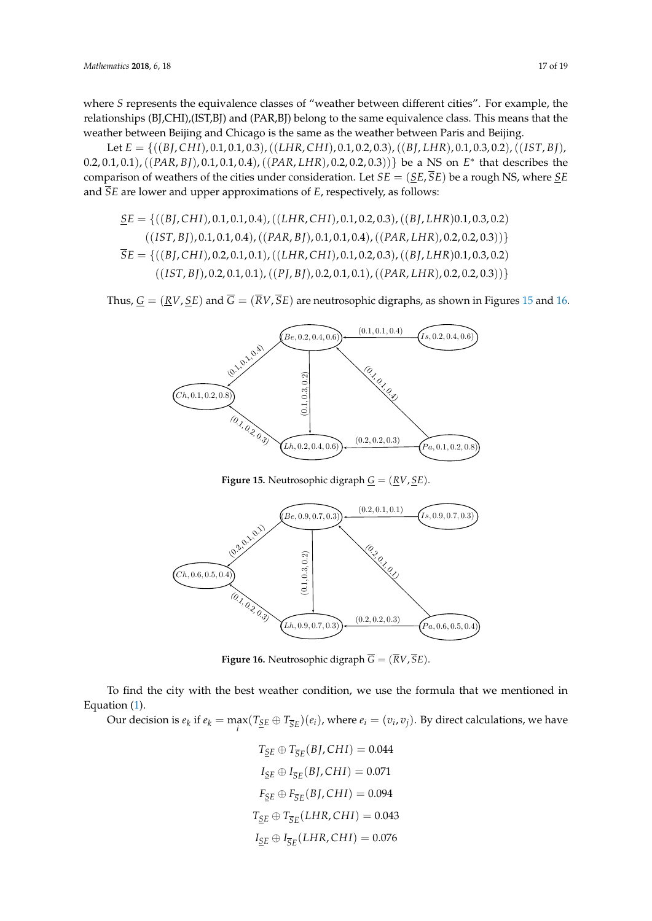where $S$ represents the equivalence classes of "weather between different cities". For example, the relationships (BJ,CHI),(IST,BJ) and (PAR,BJ) belong to the same equivalence class. This means that the weather between Beijing and Chicago is the same as the weather between Paris and Beijing.

Let $E = \{((BJ, CHI), 0.1, 0.1, 0.3), ((LHR, CHI), 0.1, 0.2, 0.3), ((BJ, LHR), 0.1, 0.3, 0.2), ((IST, BJ), 0.2, 0.1, 0.1), ((PAR, BJ), 0.1, 0.1, 0.4), ((PAR, LHR), 0.2, 0.2, 0.3))\}$ be a NS on $E^*$ that describes the comparison of weathers of the cities under consideration. Let $SE = (\underline{S}E, \overline{S}E)$ be a rough NS, where $\underline{S}E$ and $\overline{S}E$ are lower and upper approximations of $E$, respectively, as follows:

$$\underline{S}E = \{((BJ, CHI), 0.1, 0.1, 0.4), ((LHR, CHI), 0.1, 0.2, 0.3), ((BJ, LHR)0.1, 0.3, 0.2) \\ ((IST, BJ), 0.1, 0.1, 0.4), ((PAR, BJ), 0.1, 0.1, 0.4), ((PAR, LHR), 0.2, 0.2, 0.3))\}$$

$$\overline{S}E = \{((BJ, CHI), 0.2, 0.1, 0.1), ((LHR, CHI), 0.1, 0.2, 0.3), ((BJ, LHR)0.1, 0.3, 0.2) \\ ((IST, BJ), 0.2, 0.1, 0.1), ((PJ, BJ), 0.2, 0.1, 0.1), ((PAR, LHR), 0.2, 0.2, 0.3))\}$$

Thus, $\underline{G} = (\underline{R}V, \underline{S}E)$ and $\overline{G} = (\overline{R}V, \overline{S}E)$ are neutrosophic digraphs, as shown in Figures 15 and 16.

**Figure 15.** Neutrosophic digraph $\underline{G} = (\underline{R}V, \underline{S}E)$.

**Figure 16.** Neutrosophic digraph $\overline{G} = (\overline{R}V, \overline{S}E)$.

To find the city with the best weather condition, we use the formula that we mentioned in Equation (1).

Our decision is $e_k$ if $e_k = \max\limits_i (T_{\underline{S}E} \oplus T_{\overline{S}E})(e_i)$, where $e_i = (v_i, v_j)$. By direct calculations, we have

$$T_{\underline{S}E} \oplus T_{\overline{S}E}(BJ, CHI) = 0.044$$

$$I_{\underline{S}E} \oplus I_{\overline{S}E}(BJ, CHI) = 0.071$$

$$F_{\underline{S}E} \oplus F_{\overline{S}E}(BJ, CHI) = 0.094$$

$$T_{\underline{S}E} \oplus T_{\overline{S}E}(LHR, CHI) = 0.043$$

$$I_{\underline{S}E} \oplus I_{\overline{S}E}(LHR, CHI) = 0.076$$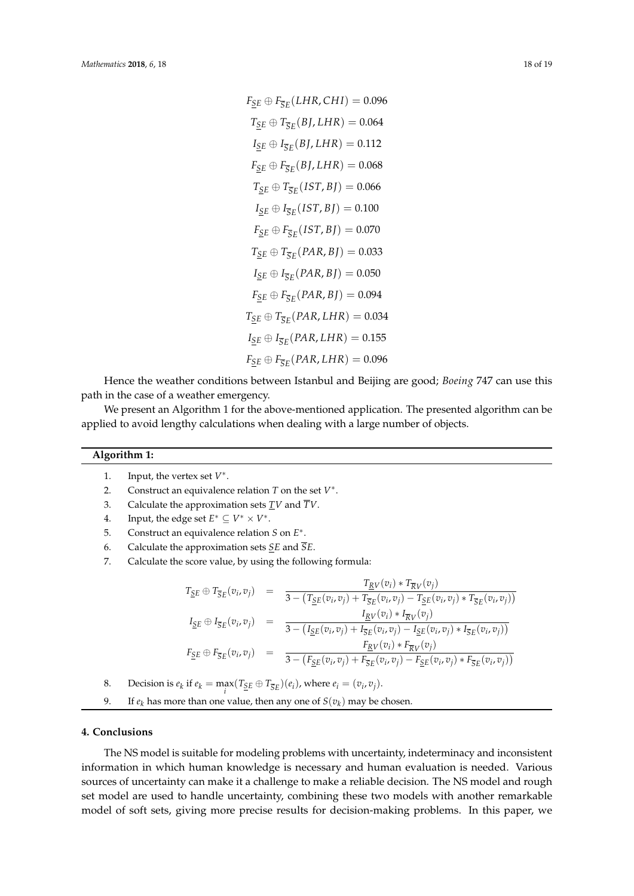$$F_{\underline{S}E} \oplus F_{\overline{S}E}(LHR, CHI) = 0.096$$
$$T_{\underline{S}E} \oplus T_{\overline{S}E}(BJ, LHR) = 0.064$$
$$I_{\underline{S}E} \oplus I_{\overline{S}E}(BJ, LHR) = 0.112$$
$$F_{\underline{S}E} \oplus F_{\overline{S}E}(BJ, LHR) = 0.068$$
$$T_{\underline{S}E} \oplus T_{\overline{S}E}(IST, BJ) = 0.066$$
$$I_{\underline{S}E} \oplus I_{\overline{S}E}(IST, BJ) = 0.100$$
$$F_{\underline{S}E} \oplus F_{\overline{S}E}(IST, BJ) = 0.070$$
$$T_{\underline{S}E} \oplus T_{\overline{S}E}(PAR, BJ) = 0.033$$
$$I_{\underline{S}E} \oplus I_{\overline{S}E}(PAR, BJ) = 0.050$$
$$F_{\underline{S}E} \oplus F_{\overline{S}E}(PAR, BJ) = 0.094$$
$$T_{\underline{S}E} \oplus T_{\overline{S}E}(PAR, LHR) = 0.034$$
$$I_{\underline{S}E} \oplus I_{\overline{S}E}(PAR, LHR) = 0.155$$
$$F_{\underline{S}E} \oplus F_{\overline{S}E}(PAR, LHR) = 0.096$$

Hence the weather conditions between Istanbul and Beijing are good; *Boeing* 747 can use this path in the case of a weather emergency.

We present an Algorithm 1 for the above-mentioned application. The presented algorithm can be applied to avoid lengthy calculations when dealing with a large number of objects.

**Algorithm 1:**

1. Input, the vertex set $V^*$.
2. Construct an equivalence relation $T$ on the set $V^*$.
3. Calculate the approximation sets $\underline{T}V$ and $\overline{T}V$.
4. Input, the edge set $E^* \subseteq V^* \times V^*$.
5. Construct an equivalence relation $S$ on $E^*$.
6. Calculate the approximation sets $\underline{S}E$ and $\overline{S}E$.
7. Calculate the score value, by using the following formula:

$$\begin{aligned}
T_{\underline{S}E} \oplus T_{\overline{S}E}(v_i, v_j) &= \frac{T_{\underline{R}V}(v_i) * T_{\overline{R}V}(v_j)}{3 - \left(T_{\underline{S}E}(v_i, v_j) + T_{\overline{S}E}(v_i, v_j) - T_{\underline{S}E}(v_i, v_j) * T_{\overline{S}E}(v_i, v_j)\right)} \\
I_{\underline{S}E} \oplus I_{\overline{S}E}(v_i, v_j) &= \frac{I_{\underline{R}V}(v_i) * I_{\overline{R}V}(v_j)}{3 - \left(I_{\underline{S}E}(v_i, v_j) + I_{\overline{S}E}(v_i, v_j) - I_{\underline{S}E}(v_i, v_j) * I_{\overline{S}E}(v_i, v_j)\right)} \\
F_{\underline{S}E} \oplus F_{\overline{S}E}(v_i, v_j) &= \frac{F_{\underline{R}V}(v_i) * F_{\overline{R}V}(v_j)}{3 - \left(F_{\underline{S}E}(v_i, v_j) + F_{\overline{S}E}(v_i, v_j) - F_{\underline{S}E}(v_i, v_j) * F_{\overline{S}E}(v_i, v_j)\right)}
\end{aligned}$$

8. Decision is $e_k$ if $e_k = \max\limits_{i}(T_{\underline{S}E} \oplus T_{\overline{S}E})(e_i)$, where $e_i = (v_i, v_j)$.
9. If $e_k$ has more than one value, then any one of $S(v_k)$ may be chosen.

## 4. Conclusions

The NS model is suitable for modeling problems with uncertainty, indeterminacy and inconsistent information in which human knowledge is necessary and human evaluation is needed. Various sources of uncertainty can make it a challenge to make a reliable decision. The NS model and rough set model are used to handle uncertainty, combining these two models with another remarkable model of soft sets, giving more precise results for decision-making problems. In this paper, we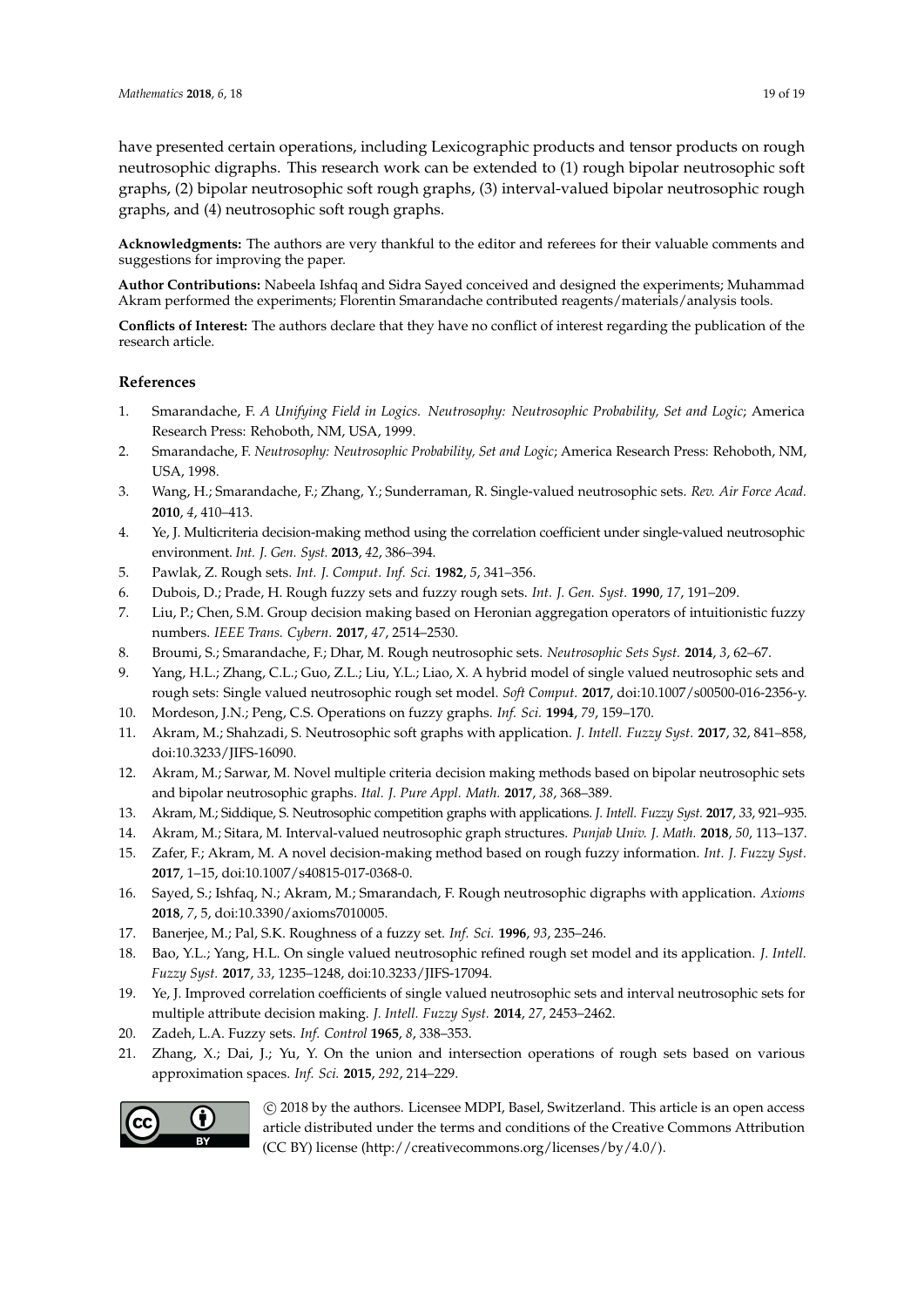have presented certain operations, including Lexicographic products and tensor products on rough neutrosophic digraphs. This research work can be extended to (1) rough bipolar neutrosophic soft graphs, (2) bipolar neutrosophic soft rough graphs, (3) interval-valued bipolar neutrosophic rough graphs, and (4) neutrosophic soft rough graphs.

**Acknowledgments:** The authors are very thankful to the editor and referees for their valuable comments and suggestions for improving the paper.

**Author Contributions:** Nabeela Ishfaq and Sidra Sayed conceived and designed the experiments; Muhammad Akram performed the experiments; Florentin Smarandache contributed reagents/materials/analysis tools.

**Conflicts of Interest:** The authors declare that they have no conflict of interest regarding the publication of the research article.

## References

1. Smarandache, F. *A Unifying Field in Logics. Neutrosophy: Neutrosophic Probability, Set and Logic*; America Research Press: Rehoboth, NM, USA, 1999.
2. Smarandache, F. *Neutrosophy: Neutrosophic Probability, Set and Logic*; America Research Press: Rehoboth, NM, USA, 1998.
3. Wang, H.; Smarandache, F.; Zhang, Y.; Sunderraman, R. Single-valued neutrosophic sets. *Rev. Air Force Acad.* **2010**, *4*, 410–413.
4. Ye, J. Multicriteria decision-making method using the correlation coefficient under single-valued neutrosophic environment. *Int. J. Gen. Syst.* **2013**, *42*, 386–394.
5. Pawlak, Z. Rough sets. *Int. J. Comput. Inf. Sci.* **1982**, *5*, 341–356.
6. Dubois, D.; Prade, H. Rough fuzzy sets and fuzzy rough sets. *Int. J. Gen. Syst.* **1990**, *17*, 191–209.
7. Liu, P.; Chen, S.M. Group decision making based on Heronian aggregation operators of intuitionistic fuzzy numbers. *IEEE Trans. Cybern.* **2017**, *47*, 2514–2530.
8. Broumi, S.; Smarandache, F.; Dhar, M. Rough neutrosophic sets. *Neutrosophic Sets Syst.* **2014**, *3*, 62–67.
9. Yang, H.L.; Zhang, C.L.; Guo, Z.L.; Liu, Y.L.; Liao, X. A hybrid model of single valued neutrosophic sets and rough sets: Single valued neutrosophic rough set model. *Soft Comput.* **2017**, doi:10.1007/s00500-016-2356-y.
10. Mordeson, J.N.; Peng, C.S. Operations on fuzzy graphs. *Inf. Sci.* **1994**, *79*, 159–170.
11. Akram, M.; Shahzadi, S. Neutrosophic soft graphs with application. *J. Intell. Fuzzy Syst.* **2017**, 32, 841–858, doi:10.3233/JIFS-16090.
12. Akram, M.; Sarwar, M. Novel multiple criteria decision making methods based on bipolar neutrosophic sets and bipolar neutrosophic graphs. *Ital. J. Pure Appl. Math.* **2017**, *38*, 368–389.
13. Akram, M.; Siddique, S. Neutrosophic competition graphs with applications. *J. Intell. Fuzzy Syst.* **2017**, *33*, 921–935.
14. Akram, M.; Sitara, M. Interval-valued neutrosophic graph structures. *Punjab Univ. J. Math.* **2018**, *50*, 113–137.
15. Zafer, F.; Akram, M. A novel decision-making method based on rough fuzzy information. *Int. J. Fuzzy Syst.* **2017**, 1–15, doi:10.1007/s40815-017-0368-0.
16. Sayed, S.; Ishfaq, N.; Akram, M.; Smarandach, F. Rough neutrosophic digraphs with application. *Axioms* **2018**, *7*, 5, doi:10.3390/axioms7010005.
17. Banerjee, M.; Pal, S.K. Roughness of a fuzzy set. *Inf. Sci.* **1996**, *93*, 235–246.
18. Bao, Y.L.; Yang, H.L. On single valued neutrosophic refined rough set model and its application. *J. Intell. Fuzzy Syst.* **2017**, *33*, 1235–1248, doi:10.3233/JIFS-17094.
19. Ye, J. Improved correlation coefficients of single valued neutrosophic sets and interval neutrosophic sets for multiple attribute decision making. *J. Intell. Fuzzy Syst.* **2014**, *27*, 2453–2462.
20. Zadeh, L.A. Fuzzy sets. *Inf. Control* **1965**, *8*, 338–353.
21. Zhang, X.; Dai, J.; Yu, Y. On the union and intersection operations of rough sets based on various approximation spaces. *Inf. Sci.* **2015**, *292*, 214–229.

© 2018 by the authors. Licensee MDPI, Basel, Switzerland. This article is an open access article distributed under the terms and conditions of the Creative Commons Attribution (CC BY) license (http://creativecommons.org/licenses/by/4.0/).